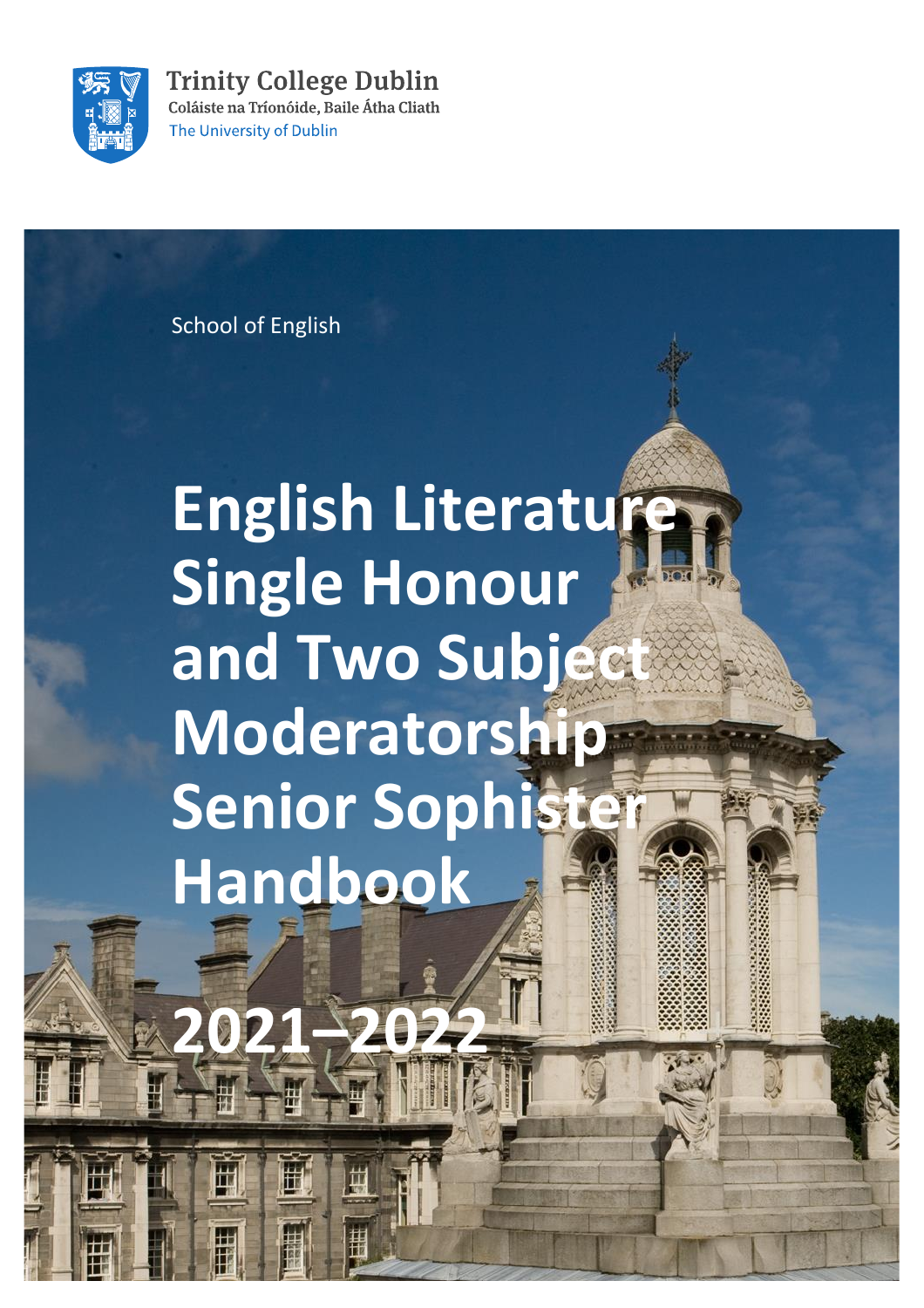Trinity College Dublin
Coláiste na Tríonóide, Baile Átha Cliath
The University of Dublin

School of English

# English Literature Single Honour and Two Subject Moderatorship Senior Sophister Handbook

# 2021–2022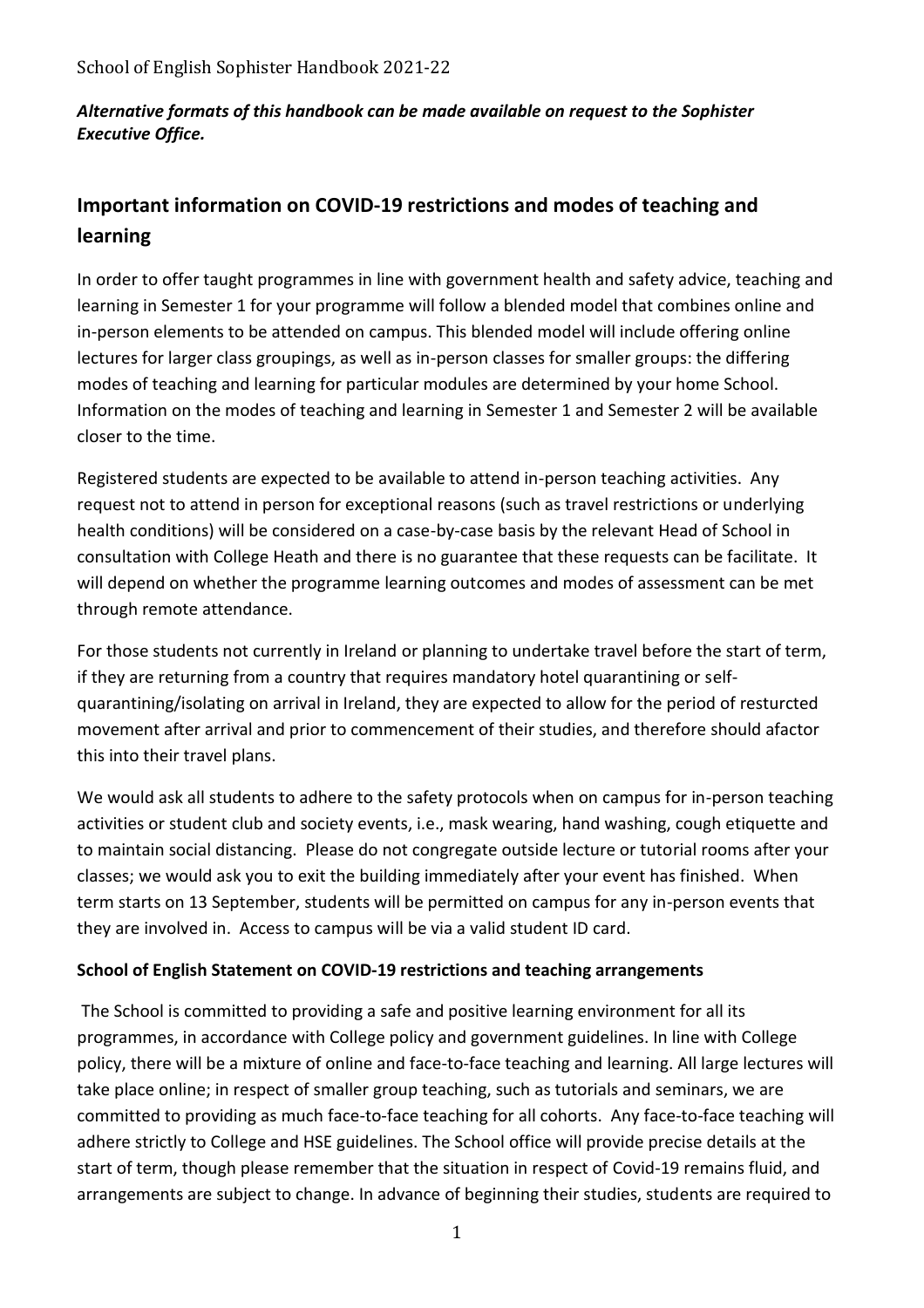*Alternative formats of this handbook can be made available on request to the Sophister Executive Office.*

## Important information on COVID-19 restrictions and modes of teaching and learning

In order to offer taught programmes in line with government health and safety advice, teaching and learning in Semester 1 for your programme will follow a blended model that combines online and in-person elements to be attended on campus. This blended model will include offering online lectures for larger class groupings, as well as in-person classes for smaller groups: the differing modes of teaching and learning for particular modules are determined by your home School. Information on the modes of teaching and learning in Semester 1 and Semester 2 will be available closer to the time.

Registered students are expected to be available to attend in-person teaching activities. Any request not to attend in person for exceptional reasons (such as travel restrictions or underlying health conditions) will be considered on a case-by-case basis by the relevant Head of School in consultation with College Heath and there is no guarantee that these requests can be facilitate. It will depend on whether the programme learning outcomes and modes of assessment can be met through remote attendance.

For those students not currently in Ireland or planning to undertake travel before the start of term, if they are returning from a country that requires mandatory hotel quarantining or self-quarantining/isolating on arrival in Ireland, they are expected to allow for the period of resturcted movement after arrival and prior to commencement of their studies, and therefore should afactor this into their travel plans.

We would ask all students to adhere to the safety protocols when on campus for in-person teaching activities or student club and society events, i.e., mask wearing, hand washing, cough etiquette and to maintain social distancing. Please do not congregate outside lecture or tutorial rooms after your classes; we would ask you to exit the building immediately after your event has finished. When term starts on 13 September, students will be permitted on campus for any in-person events that they are involved in. Access to campus will be via a valid student ID card.

### School of English Statement on COVID-19 restrictions and teaching arrangements

The School is committed to providing a safe and positive learning environment for all its programmes, in accordance with College policy and government guidelines. In line with College policy, there will be a mixture of online and face-to-face teaching and learning. All large lectures will take place online; in respect of smaller group teaching, such as tutorials and seminars, we are committed to providing as much face-to-face teaching for all cohorts. Any face-to-face teaching will adhere strictly to College and HSE guidelines. The School office will provide precise details at the start of term, though please remember that the situation in respect of Covid-19 remains fluid, and arrangements are subject to change. In advance of beginning their studies, students are required to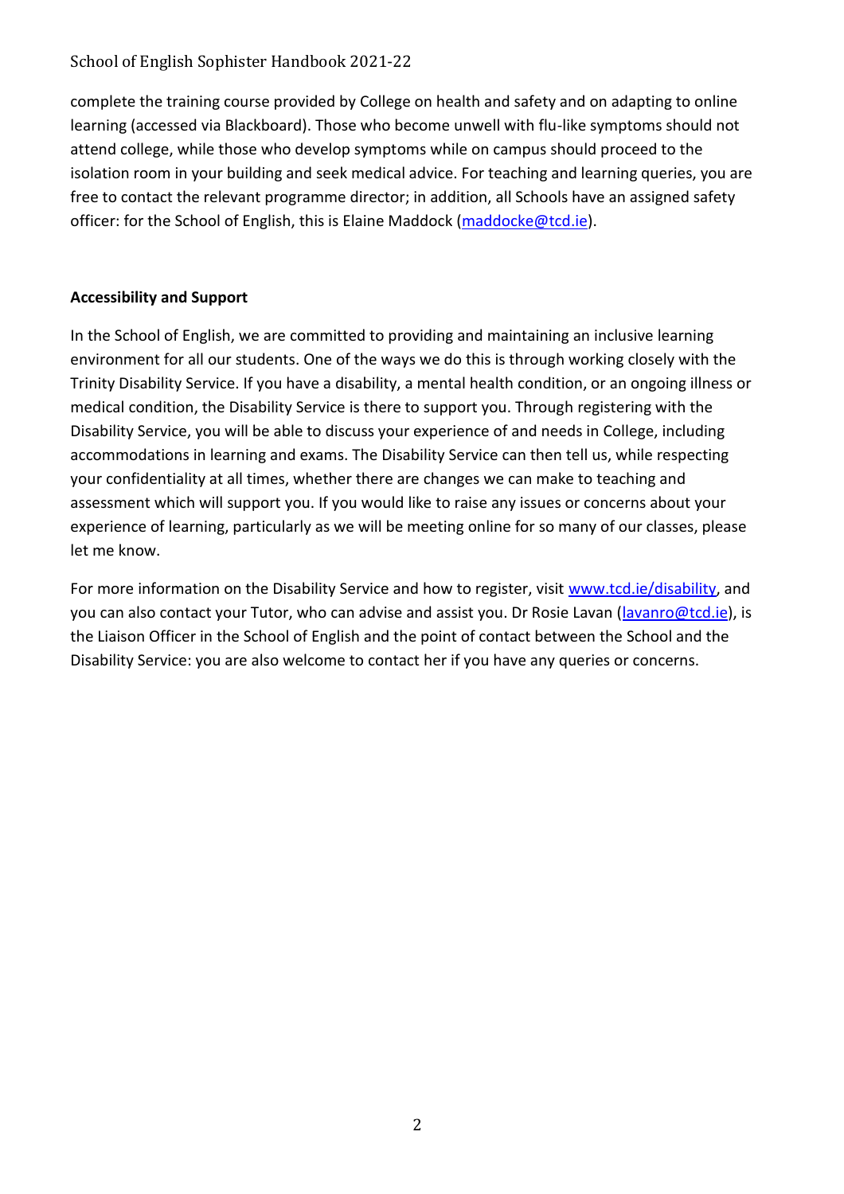complete the training course provided by College on health and safety and on adapting to online learning (accessed via Blackboard). Those who become unwell with flu-like symptoms should not attend college, while those who develop symptoms while on campus should proceed to the isolation room in your building and seek medical advice. For teaching and learning queries, you are free to contact the relevant programme director; in addition, all Schools have an assigned safety officer: for the School of English, this is Elaine Maddock (maddocke@tcd.ie).

**Accessibility and Support**

In the School of English, we are committed to providing and maintaining an inclusive learning environment for all our students. One of the ways we do this is through working closely with the Trinity Disability Service. If you have a disability, a mental health condition, or an ongoing illness or medical condition, the Disability Service is there to support you. Through registering with the Disability Service, you will be able to discuss your experience of and needs in College, including accommodations in learning and exams. The Disability Service can then tell us, while respecting your confidentiality at all times, whether there are changes we can make to teaching and assessment which will support you. If you would like to raise any issues or concerns about your experience of learning, particularly as we will be meeting online for so many of our classes, please let me know.

For more information on the Disability Service and how to register, visit www.tcd.ie/disability, and you can also contact your Tutor, who can advise and assist you. Dr Rosie Lavan (lavanro@tcd.ie), is the Liaison Officer in the School of English and the point of contact between the School and the Disability Service: you are also welcome to contact her if you have any queries or concerns.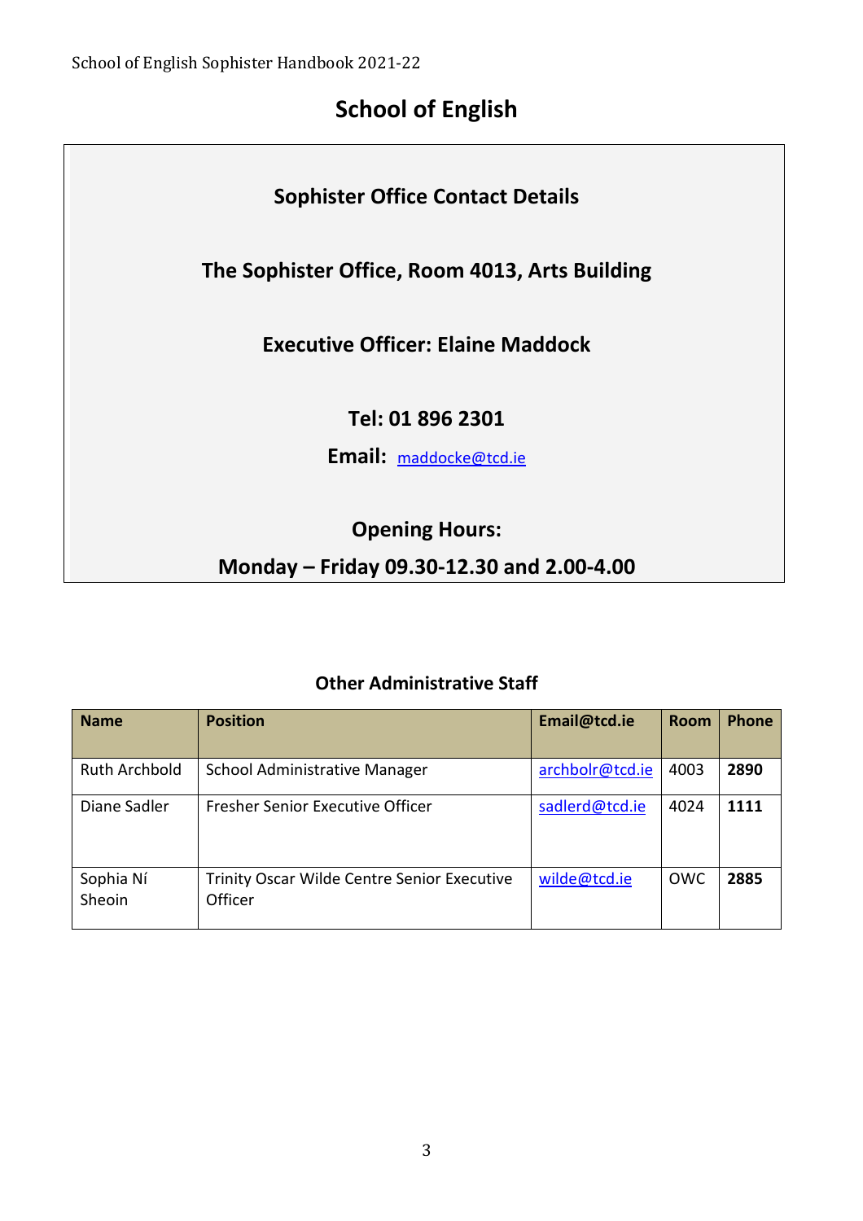# School of English

**Sophister Office Contact Details**

**The Sophister Office, Room 4013, Arts Building**

**Executive Officer: Elaine Maddock**

**Tel: 01 896 2301**

**Email:** maddocke@tcd.ie

**Opening Hours:**

**Monday – Friday 09.30-12.30 and 2.00-4.00**

## Other Administrative Staff

| Name | Position | Email@tcd.ie | Room | Phone |
|---|---|---|---|---|
| Ruth Archbold | School Administrative Manager | archbolr@tcd.ie | 4003 | **2890** |
| Diane Sadler | Fresher Senior Executive Officer | sadlerd@tcd.ie | 4024 | **1111** |
| Sophia Ní Sheoin | Trinity Oscar Wilde Centre Senior Executive Officer | wilde@tcd.ie | OWC | **2885** |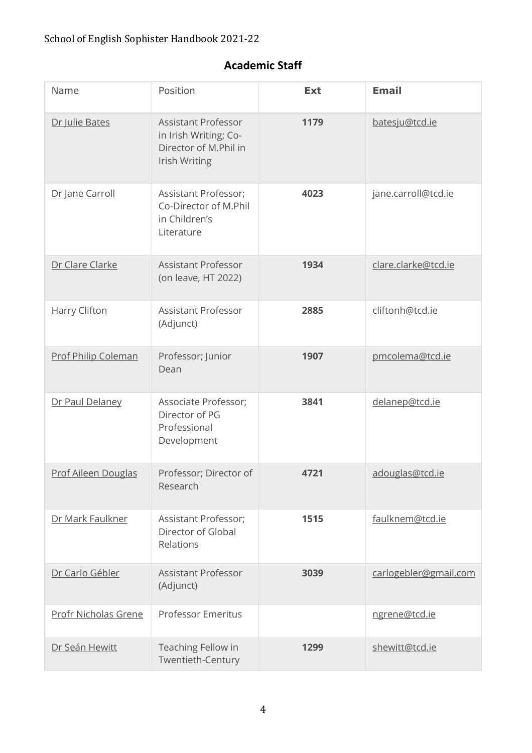## Academic Staff

| Name | Position | Ext | Email |
|---|---|---|---|
| Dr Julie Bates | Assistant Professor in Irish Writing; Co-Director of M.Phil in Irish Writing | 1179 | batesju@tcd.ie |
| Dr Jane Carroll | Assistant Professor; Co-Director of M.Phil in Children's Literature | 4023 | jane.carroll@tcd.ie |
| Dr Clare Clarke | Assistant Professor (on leave, HT 2022) | 1934 | clare.clarke@tcd.ie |
| Harry Clifton | Assistant Professor (Adjunct) | 2885 | cliftonh@tcd.ie |
| Prof Philip Coleman | Professor; Junior Dean | 1907 | pmcolema@tcd.ie |
| Dr Paul Delaney | Associate Professor; Director of PG Professional Development | 3841 | delanep@tcd.ie |
| Prof Aileen Douglas | Professor; Director of Research | 4721 | adouglas@tcd.ie |
| Dr Mark Faulkner | Assistant Professor; Director of Global Relations | 1515 | faulknem@tcd.ie |
| Dr Carlo Gébler | Assistant Professor (Adjunct) | 3039 | carlogebler@gmail.com |
| Profr Nicholas Grene | Professor Emeritus | | ngrene@tcd.ie |
| Dr Seán Hewitt | Teaching Fellow in Twentieth-Century | 1299 | shewitt@tcd.ie |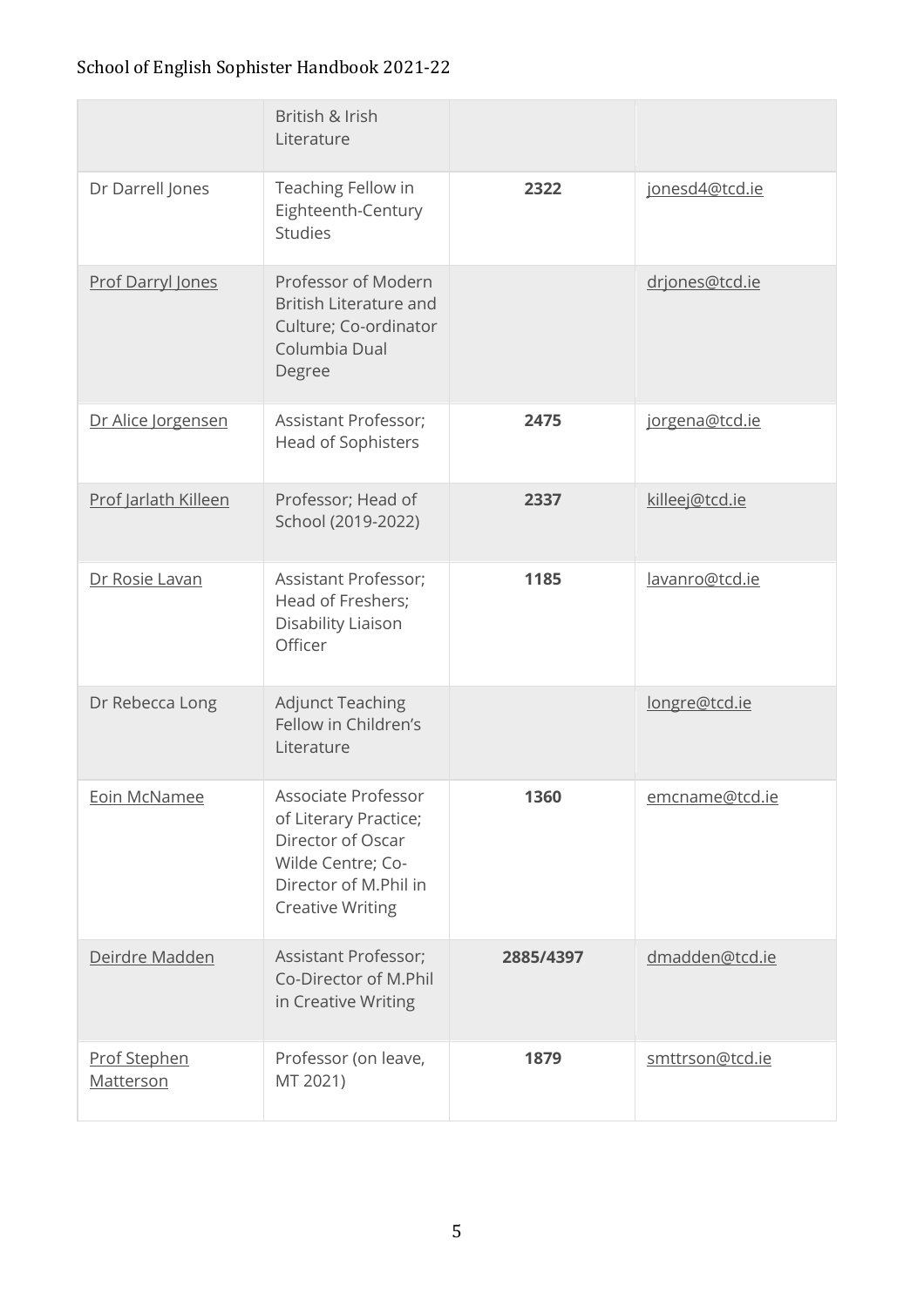|  | British & Irish Literature |  |  |
|---|---|---|---|
| Dr Darrell Jones | Teaching Fellow in Eighteenth-Century Studies | **2322** | jonesd4@tcd.ie |
| Prof Darryl Jones | Professor of Modern British Literature and Culture; Co-ordinator Columbia Dual Degree |  | drjones@tcd.ie |
| Dr Alice Jorgensen | Assistant Professor; Head of Sophisters | **2475** | jorgena@tcd.ie |
| Prof Jarlath Killeen | Professor; Head of School (2019-2022) | **2337** | killeej@tcd.ie |
| Dr Rosie Lavan | Assistant Professor; Head of Freshers; Disability Liaison Officer | **1185** | lavanro@tcd.ie |
| Dr Rebecca Long | Adjunct Teaching Fellow in Children's Literature |  | longre@tcd.ie |
| Eoin McNamee | Associate Professor of Literary Practice; Director of Oscar Wilde Centre; Co-Director of M.Phil in Creative Writing | **1360** | emcname@tcd.ie |
| Deirdre Madden | Assistant Professor; Co-Director of M.Phil in Creative Writing | **2885/4397** | dmadden@tcd.ie |
| Prof Stephen Matterson | Professor (on leave, MT 2021) | **1879** | smttrson@tcd.ie |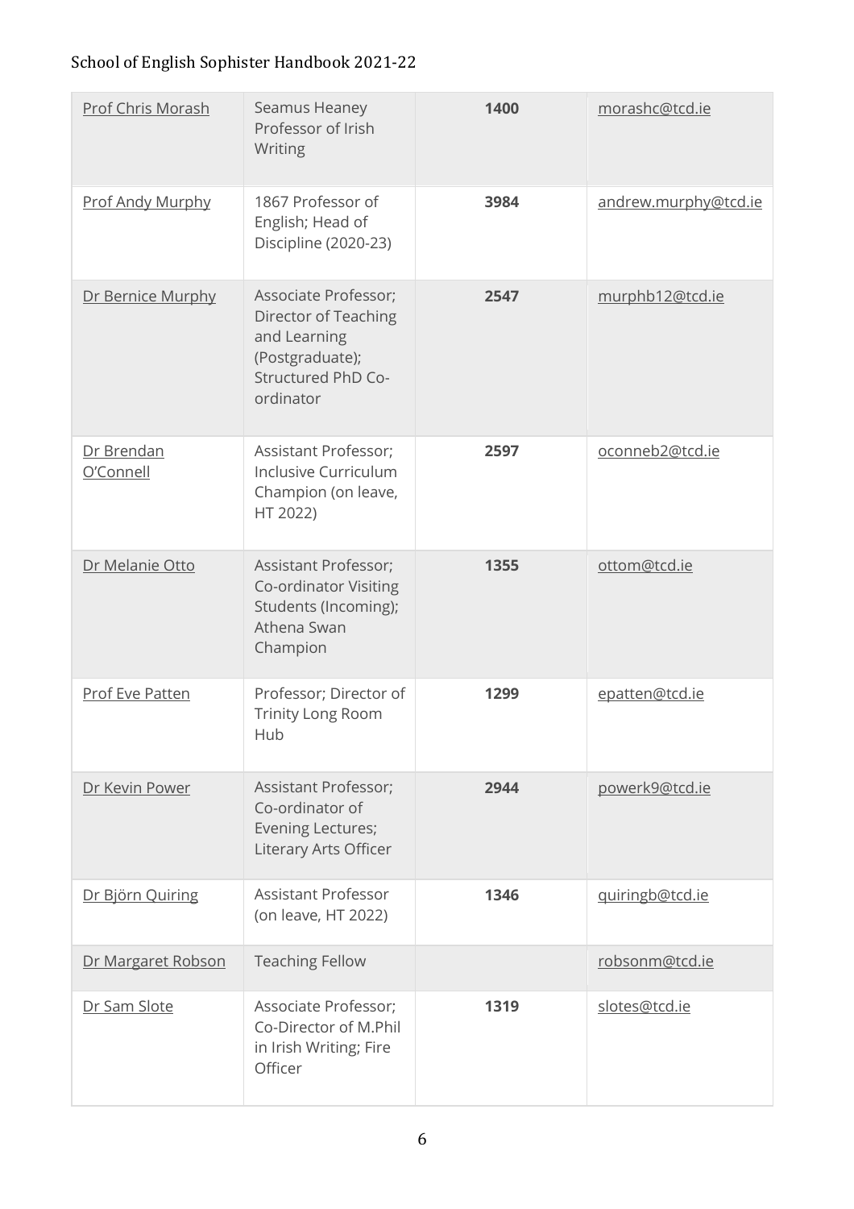| Prof Chris Morash | Seamus Heaney Professor of Irish Writing | **1400** | morashc@tcd.ie |
|---|---|---|---|
| Prof Andy Murphy | 1867 Professor of English; Head of Discipline (2020-23) | **3984** | andrew.murphy@tcd.ie |
| Dr Bernice Murphy | Associate Professor; Director of Teaching and Learning (Postgraduate); Structured PhD Co-ordinator | **2547** | murphb12@tcd.ie |
| Dr Brendan O'Connell | Assistant Professor; Inclusive Curriculum Champion (on leave, HT 2022) | **2597** | oconneb2@tcd.ie |
| Dr Melanie Otto | Assistant Professor; Co-ordinator Visiting Students (Incoming); Athena Swan Champion | **1355** | ottom@tcd.ie |
| Prof Eve Patten | Professor; Director of Trinity Long Room Hub | **1299** | epatten@tcd.ie |
| Dr Kevin Power | Assistant Professor; Co-ordinator of Evening Lectures; Literary Arts Officer | **2944** | powerk9@tcd.ie |
| Dr Björn Quiring | Assistant Professor (on leave, HT 2022) | **1346** | quiringb@tcd.ie |
| Dr Margaret Robson | Teaching Fellow | | robsonm@tcd.ie |
| Dr Sam Slote | Associate Professor; Co-Director of M.Phil in Irish Writing; Fire Officer | **1319** | slotes@tcd.ie |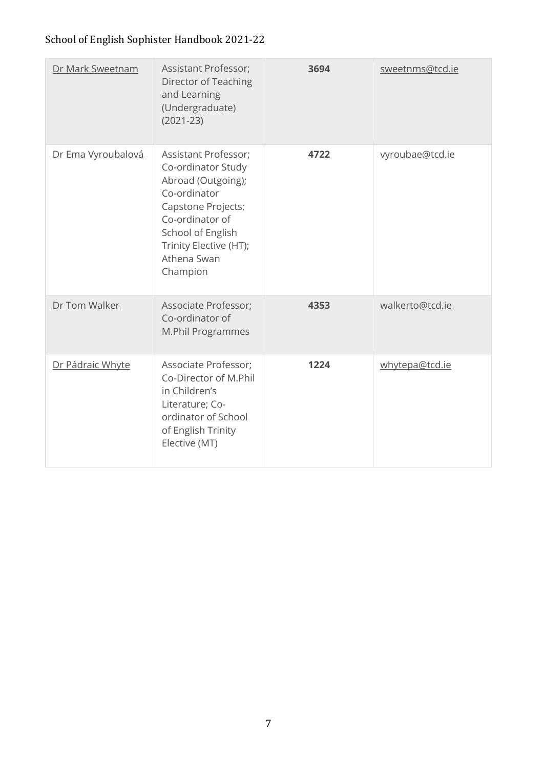| | | | |
|---|---|---|---|
| Dr Mark Sweetnam | Assistant Professor; Director of Teaching and Learning (Undergraduate) (2021-23) | **3694** | sweetnms@tcd.ie |
| Dr Ema Vyroubalová | Assistant Professor; Co-ordinator Study Abroad (Outgoing); Co-ordinator Capstone Projects; Co-ordinator of School of English Trinity Elective (HT); Athena Swan Champion | **4722** | vyroubae@tcd.ie |
| Dr Tom Walker | Associate Professor; Co-ordinator of M.Phil Programmes | **4353** | walkerto@tcd.ie |
| Dr Pádraic Whyte | Associate Professor; Co-Director of M.Phil in Children's Literature; Co-ordinator of School of English Trinity Elective (MT) | **1224** | whytepa@tcd.ie |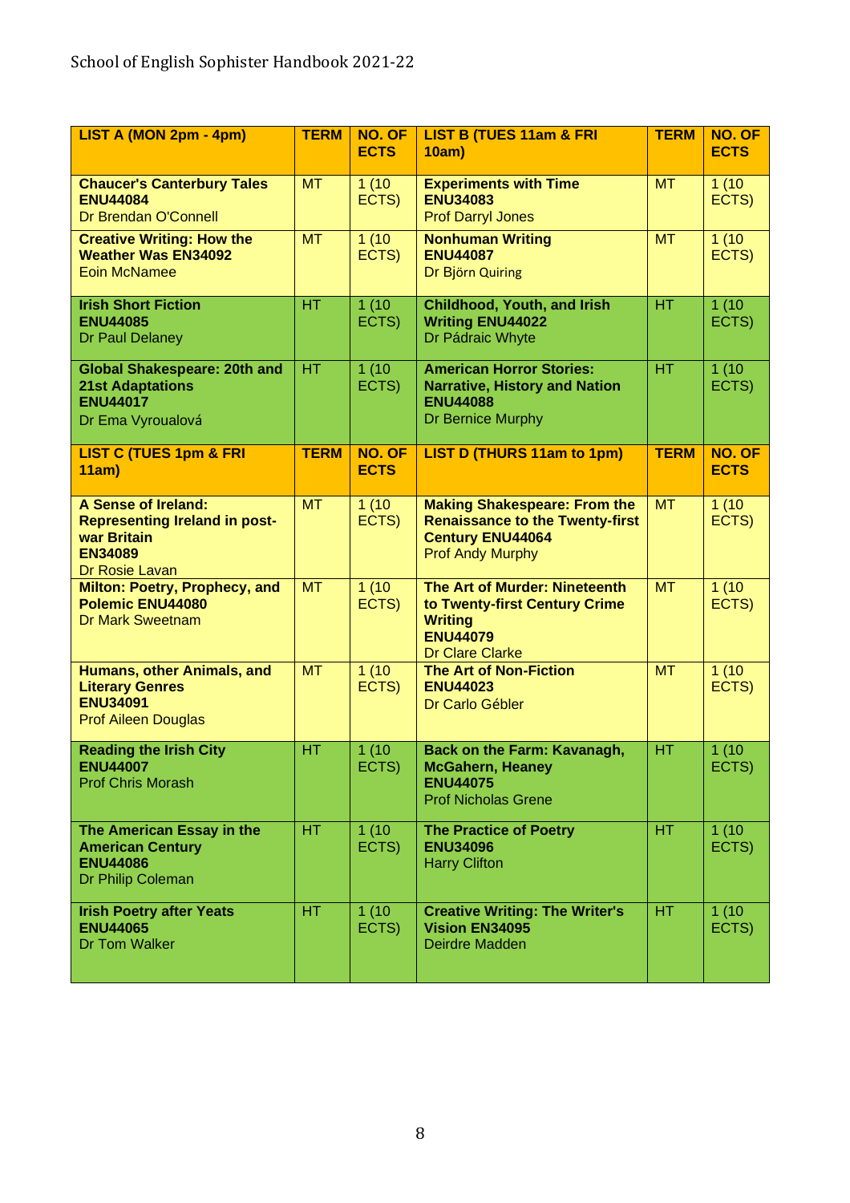| LIST A (MON 2pm - 4pm) | TERM | NO. OF ECTS | LIST B (TUES 11am & FRI 10am) | TERM | NO. OF ECTS |
|---|---|---|---|---|---|
| **Chaucer's Canterbury Tales ENU44084** Dr Brendan O'Connell | MT | 1 (10 ECTS) | **Experiments with Time ENU34083** Prof Darryl Jones | MT | 1 (10 ECTS) |
| **Creative Writing: How the Weather Was EN34092** Eoin McNamee | MT | 1 (10 ECTS) | **Nonhuman Writing ENU44087** Dr Björn Quiring | MT | 1 (10 ECTS) |
| **Irish Short Fiction ENU44085** Dr Paul Delaney | HT | 1 (10 ECTS) | **Childhood, Youth, and Irish Writing ENU44022** Dr Pádraic Whyte | HT | 1 (10 ECTS) |
| **Global Shakespeare: 20th and 21st Adaptations ENU44017** Dr Ema Vyroualová | HT | 1 (10 ECTS) | **American Horror Stories: Narrative, History and Nation ENU44088** Dr Bernice Murphy | HT | 1 (10 ECTS) |
| **LIST C (TUES 1pm & FRI 11am)** | **TERM** | **NO. OF ECTS** | **LIST D (THURS 11am to 1pm)** | **TERM** | **NO. OF ECTS** |
| **A Sense of Ireland: Representing Ireland in post-war Britain EN34089** Dr Rosie Lavan | MT | 1 (10 ECTS) | **Making Shakespeare: From the Renaissance to the Twenty-first Century ENU44064** Prof Andy Murphy | MT | 1 (10 ECTS) |
| **Milton: Poetry, Prophecy, and Polemic ENU44080** Dr Mark Sweetnam | MT | 1 (10 ECTS) | **The Art of Murder: Nineteenth to Twenty-first Century Crime Writing ENU44079** Dr Clare Clarke | MT | 1 (10 ECTS) |
| **Humans, other Animals, and Literary Genres ENU34091** Prof Aileen Douglas | MT | 1 (10 ECTS) | **The Art of Non-Fiction ENU44023** Dr Carlo Gébler | MT | 1 (10 ECTS) |
| **Reading the Irish City ENU44007** Prof Chris Morash | HT | 1 (10 ECTS) | **Back on the Farm: Kavanagh, McGahern, Heaney ENU44075** Prof Nicholas Grene | HT | 1 (10 ECTS) |
| **The American Essay in the American Century ENU44086** Dr Philip Coleman | HT | 1 (10 ECTS) | **The Practice of Poetry ENU34096** Harry Clifton | HT | 1 (10 ECTS) |
| **Irish Poetry after Yeats ENU44065** Dr Tom Walker | HT | 1 (10 ECTS) | **Creative Writing: The Writer's Vision EN34095** Deirdre Madden | HT | 1 (10 ECTS) |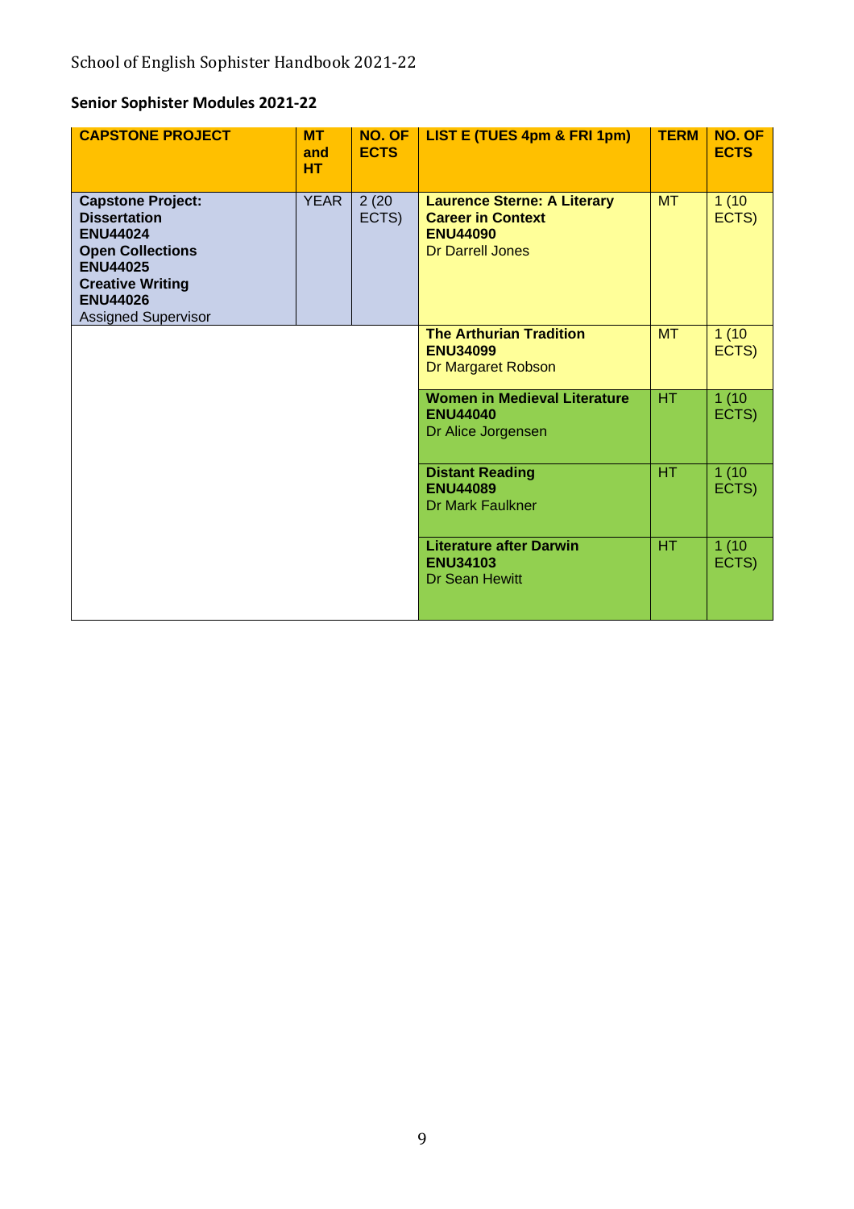## Senior Sophister Modules 2021-22

| CAPSTONE PROJECT | MT and HT | NO. OF ECTS | LIST E (TUES 4pm & FRI 1pm) | TERM | NO. OF ECTS |
|---|---|---|---|---|---|
| **Capstone Project: Dissertation ENU44024** **Open Collections ENU44025** **Creative Writing ENU44026** Assigned Supervisor | YEAR | 2 (20 ECTS) | **Laurence Sterne: A Literary Career in Context ENU44090** Dr Darrell Jones | MT | 1 (10 ECTS) |
| | | | **The Arthurian Tradition ENU34099** Dr Margaret Robson | MT | 1 (10 ECTS) |
| | | | **Women in Medieval Literature ENU44040** Dr Alice Jorgensen | HT | 1 (10 ECTS) |
| | | | **Distant Reading ENU44089** Dr Mark Faulkner | HT | 1 (10 ECTS) |
| | | | **Literature after Darwin ENU34103** Dr Sean Hewitt | HT | 1 (10 ECTS) |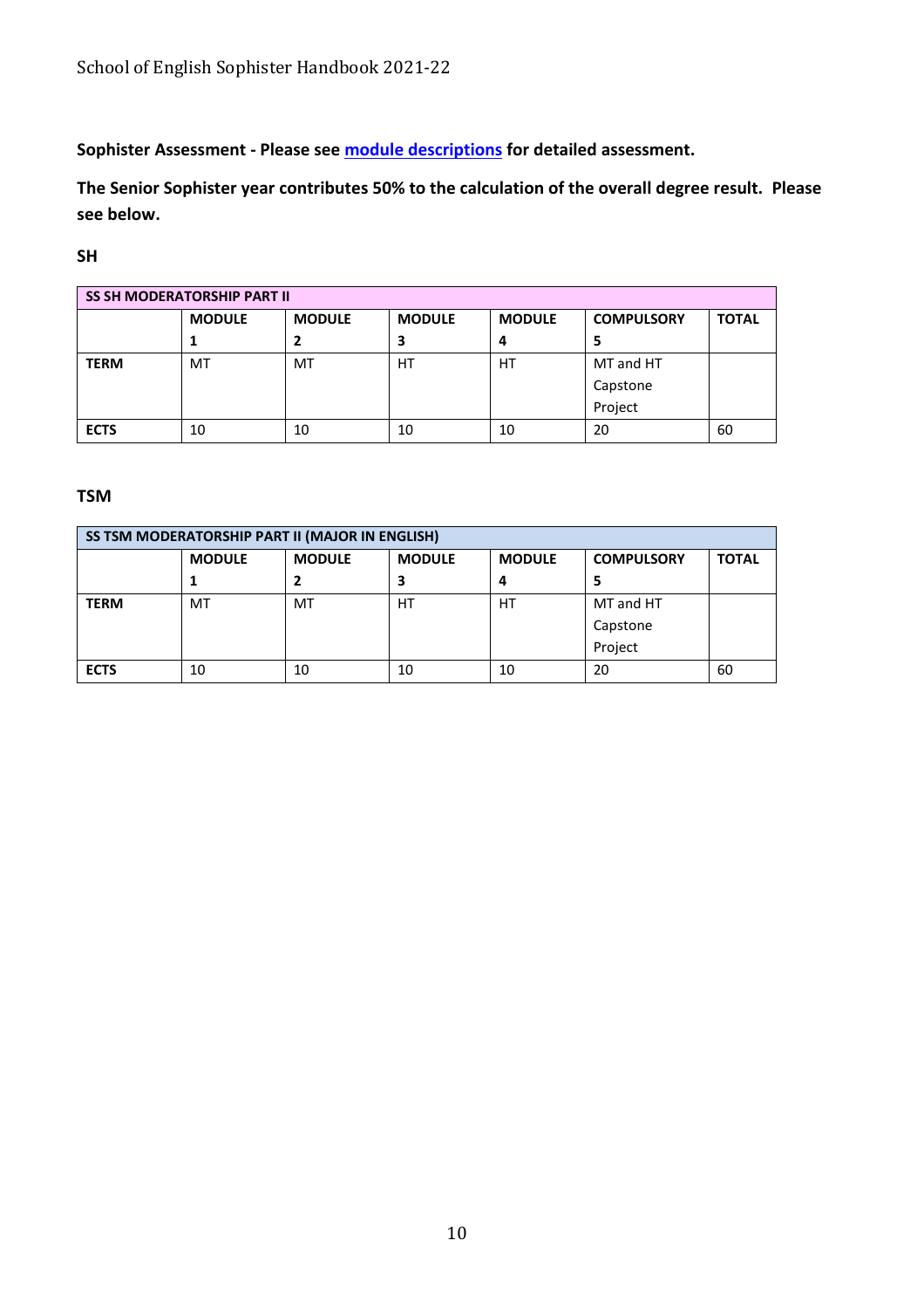**Sophister Assessment - Please see [module descriptions](module descriptions) for detailed assessment.**

**The Senior Sophister year contributes 50% to the calculation of the overall degree result. Please see below.**

**SH**

| SS SH MODERATORSHIP PART II | | | | | | |
|---|---|---|---|---|---|---|
| | **MODULE 1** | **MODULE 2** | **MODULE 3** | **MODULE 4** | **COMPULSORY 5** | **TOTAL** |
| **TERM** | MT | MT | HT | HT | MT and HT Capstone Project | |
| **ECTS** | 10 | 10 | 10 | 10 | 20 | 60 |

**TSM**

| SS TSM MODERATORSHIP PART II (MAJOR IN ENGLISH) | | | | | | |
|---|---|---|---|---|---|---|
| | **MODULE 1** | **MODULE 2** | **MODULE 3** | **MODULE 4** | **COMPULSORY 5** | **TOTAL** |
| **TERM** | MT | MT | HT | HT | MT and HT Capstone Project | |
| **ECTS** | 10 | 10 | 10 | 10 | 20 | 60 |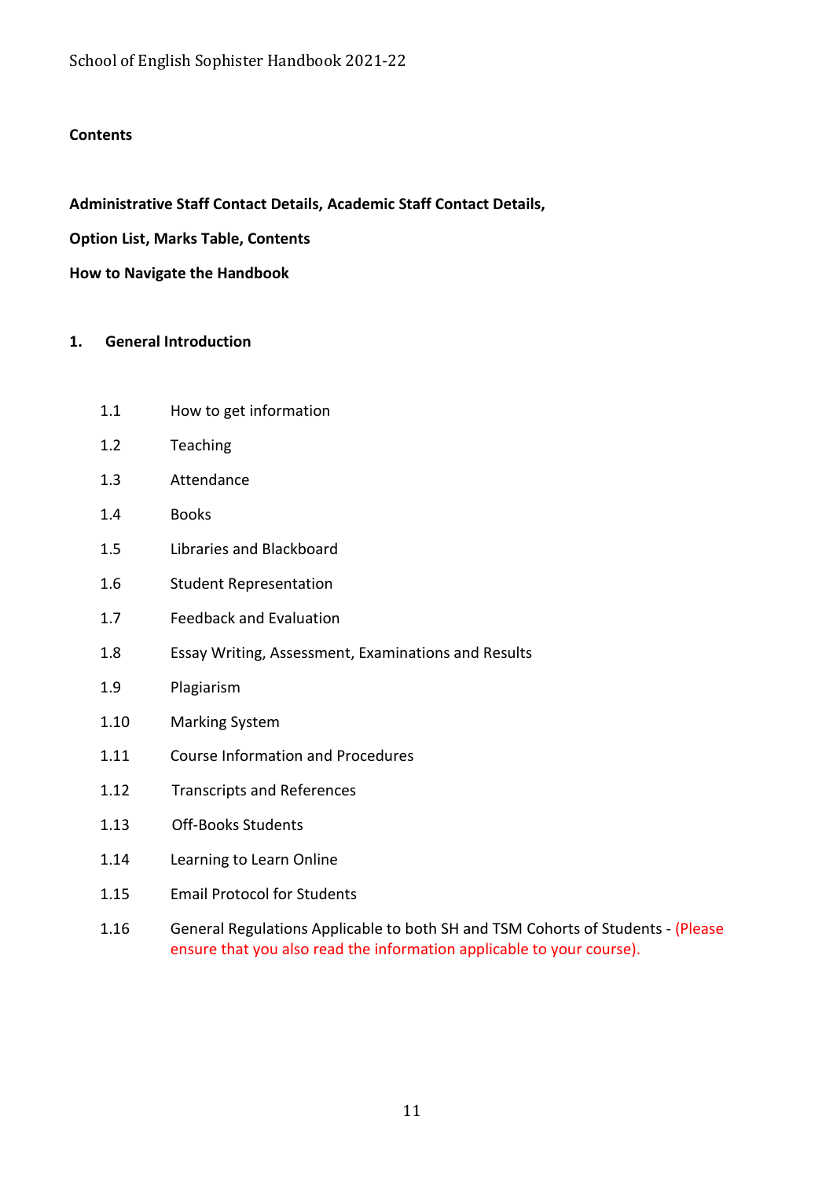**Contents**

**Administrative Staff Contact Details, Academic Staff Contact Details,**

**Option List, Marks Table, Contents**

**How to Navigate the Handbook**

**1. General Introduction**

- 1.1 How to get information
- 1.2 Teaching
- 1.3 Attendance
- 1.4 Books
- 1.5 Libraries and Blackboard
- 1.6 Student Representation
- 1.7 Feedback and Evaluation
- 1.8 Essay Writing, Assessment, Examinations and Results
- 1.9 Plagiarism
- 1.10 Marking System
- 1.11 Course Information and Procedures
- 1.12 Transcripts and References
- 1.13 Off-Books Students
- 1.14 Learning to Learn Online
- 1.15 Email Protocol for Students
- 1.16 General Regulations Applicable to both SH and TSM Cohorts of Students - (Please ensure that you also read the information applicable to your course).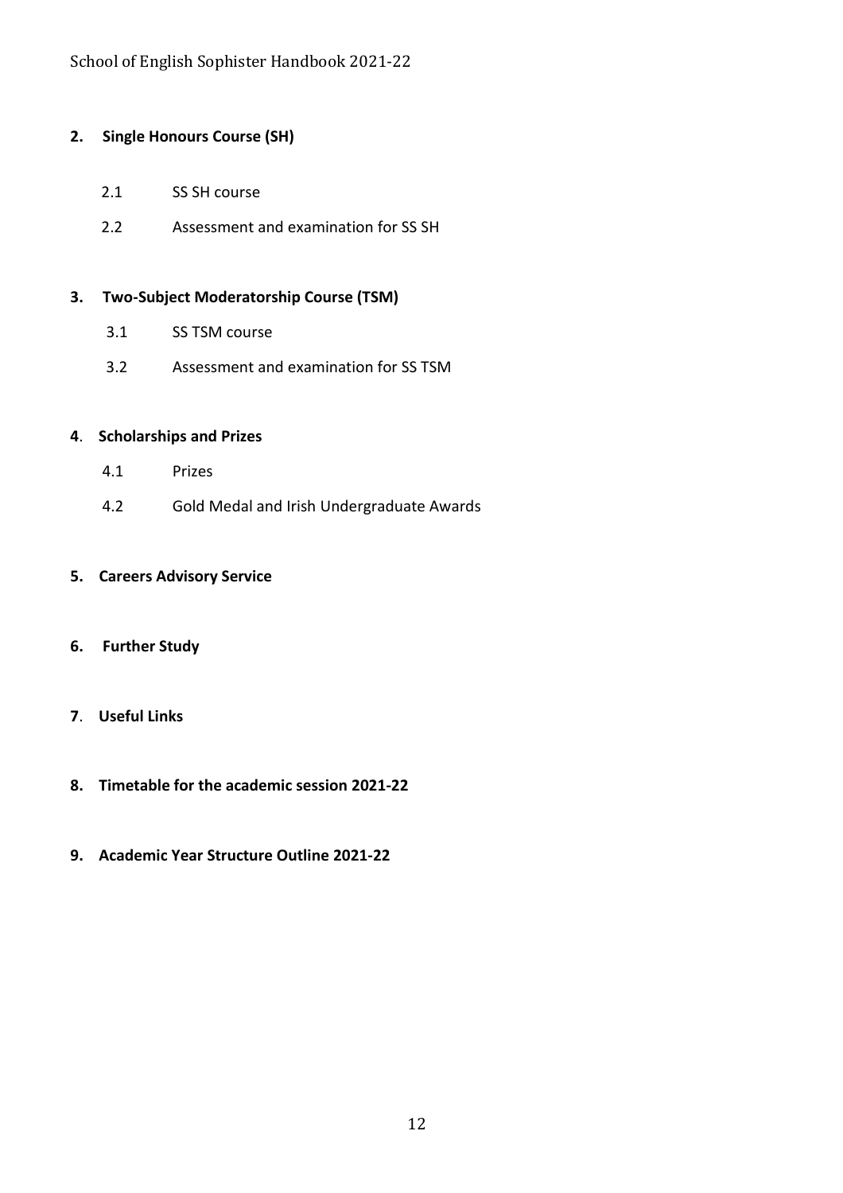**2. Single Honours Course (SH)**

- 2.1 SS SH course
- 2.2 Assessment and examination for SS SH

**3. Two-Subject Moderatorship Course (TSM)**

- 3.1 SS TSM course
- 3.2 Assessment and examination for SS TSM

**4. Scholarships and Prizes**

- 4.1 Prizes
- 4.2 Gold Medal and Irish Undergraduate Awards

**5. Careers Advisory Service**

**6. Further Study**

**7. Useful Links**

**8. Timetable for the academic session 2021-22**

**9. Academic Year Structure Outline 2021-22**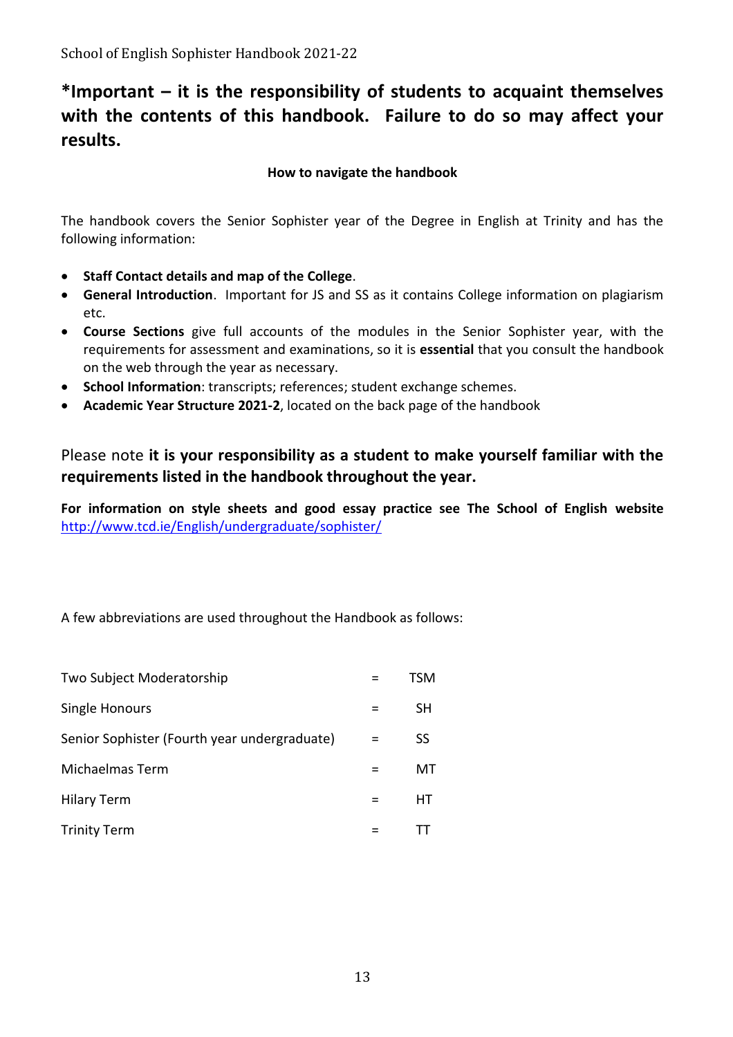**\*Important – it is the responsibility of students to acquaint themselves with the contents of this handbook. Failure to do so may affect your results.**

**How to navigate the handbook**

The handbook covers the Senior Sophister year of the Degree in English at Trinity and has the following information:

- **Staff Contact details and map of the College**.
- **General Introduction**. Important for JS and SS as it contains College information on plagiarism etc.
- **Course Sections** give full accounts of the modules in the Senior Sophister year, with the requirements for assessment and examinations, so it is **essential** that you consult the handbook on the web through the year as necessary.
- **School Information**: transcripts; references; student exchange schemes.
- **Academic Year Structure 2021-2**, located on the back page of the handbook

Please note **it is your responsibility as a student to make yourself familiar with the requirements listed in the handbook throughout the year.**

**For information on style sheets and good essay practice see The School of English website** http://www.tcd.ie/English/undergraduate/sophister/

A few abbreviations are used throughout the Handbook as follows:

| | | |
|---|---|---|
| Two Subject Moderatorship | = | TSM |
| Single Honours | = | SH |
| Senior Sophister (Fourth year undergraduate) | = | SS |
| Michaelmas Term | = | MT |
| Hilary Term | = | HT |
| Trinity Term | = | TT |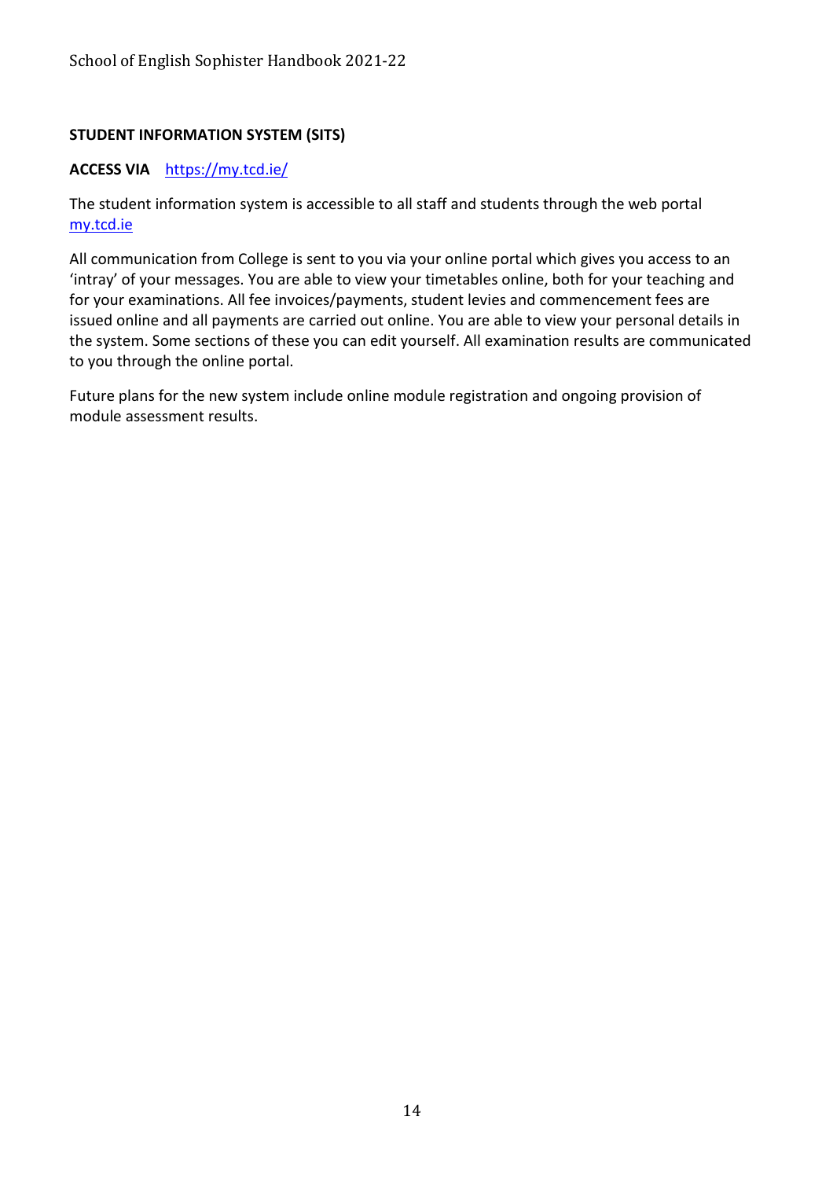## STUDENT INFORMATION SYSTEM (SITS)

**ACCESS VIA** [https://my.tcd.ie/](https://my.tcd.ie/)

The student information system is accessible to all staff and students through the web portal [my.tcd.ie](https://my.tcd.ie)

All communication from College is sent to you via your online portal which gives you access to an 'intray' of your messages. You are able to view your timetables online, both for your teaching and for your examinations. All fee invoices/payments, student levies and commencement fees are issued online and all payments are carried out online. You are able to view your personal details in the system. Some sections of these you can edit yourself. All examination results are communicated to you through the online portal.

Future plans for the new system include online module registration and ongoing provision of module assessment results.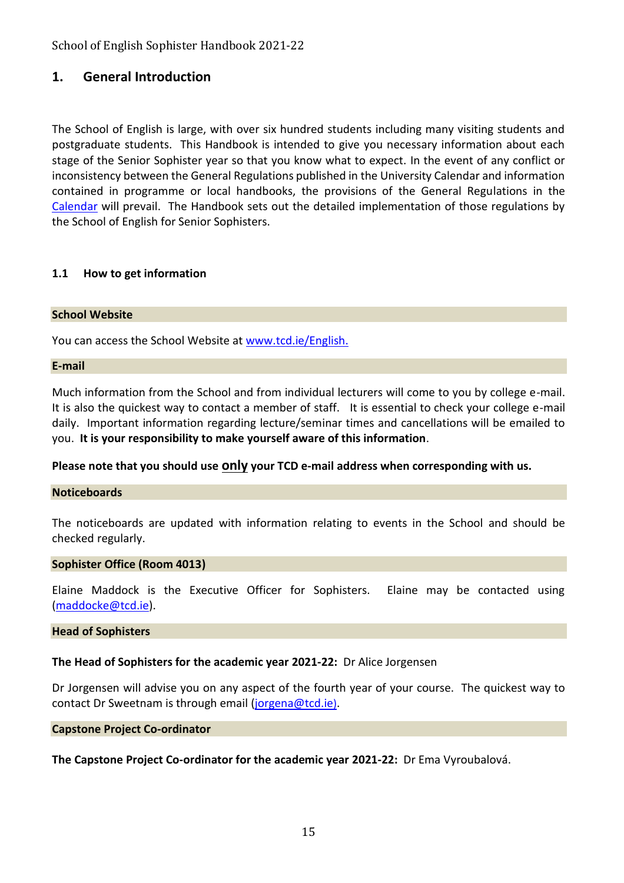## 1. General Introduction

The School of English is large, with over six hundred students including many visiting students and postgraduate students. This Handbook is intended to give you necessary information about each stage of the Senior Sophister year so that you know what to expect. In the event of any conflict or inconsistency between the General Regulations published in the University Calendar and information contained in programme or local handbooks, the provisions of the General Regulations in the Calendar will prevail. The Handbook sets out the detailed implementation of those regulations by the School of English for Senior Sophisters.

### 1.1 How to get information

**School Website**

You can access the School Website at www.tcd.ie/English.

**E-mail**

Much information from the School and from individual lecturers will come to you by college e-mail. It is also the quickest way to contact a member of staff. It is essential to check your college e-mail daily. Important information regarding lecture/seminar times and cancellations will be emailed to you. **It is your responsibility to make yourself aware of this information**.

**Please note that you should use <u>only</u> your TCD e-mail address when corresponding with us.**

**Noticeboards**

The noticeboards are updated with information relating to events in the School and should be checked regularly.

**Sophister Office (Room 4013)**

Elaine Maddock is the Executive Officer for Sophisters. Elaine may be contacted using (maddocke@tcd.ie).

**Head of Sophisters**

**The Head of Sophisters for the academic year 2021-22:** Dr Alice Jorgensen

Dr Jorgensen will advise you on any aspect of the fourth year of your course. The quickest way to contact Dr Sweetnam is through email (jorgena@tcd.ie).

**Capstone Project Co-ordinator**

**The Capstone Project Co-ordinator for the academic year 2021-22:** Dr Ema Vyroubalová.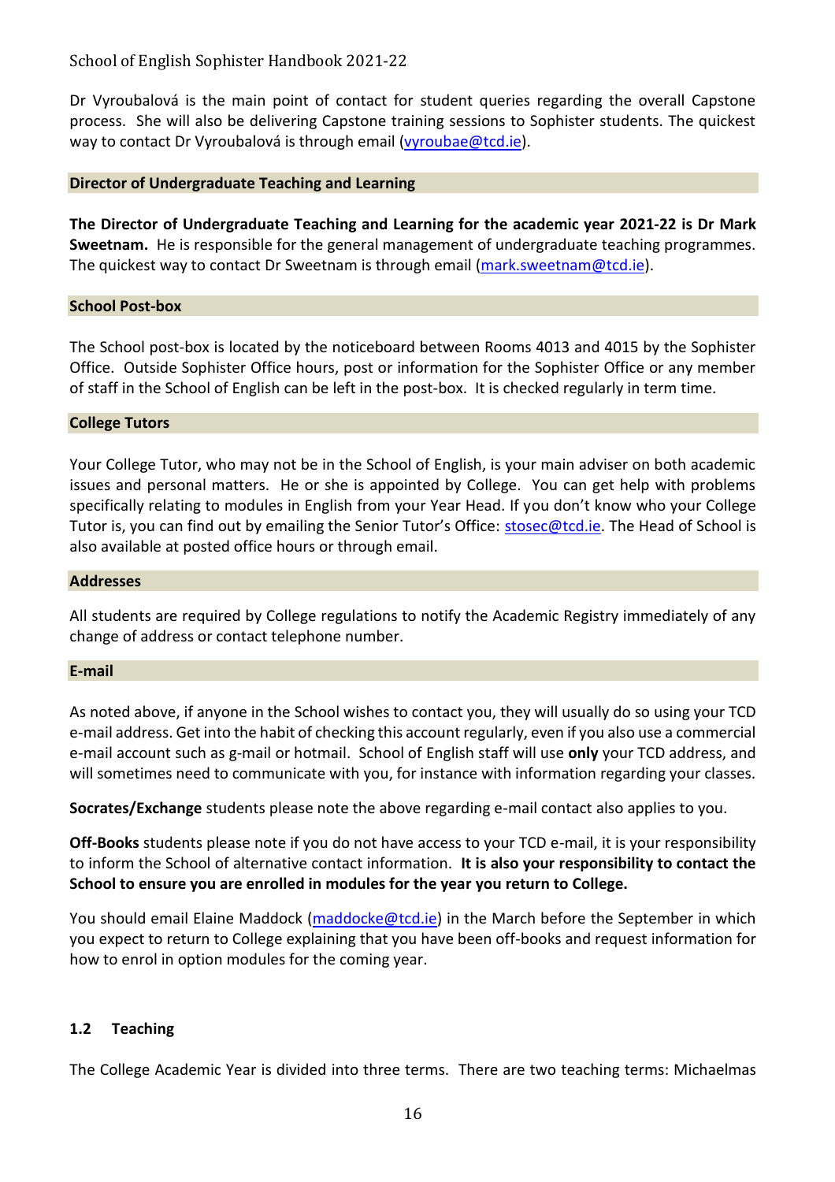Dr Vyroubalová is the main point of contact for student queries regarding the overall Capstone process. She will also be delivering Capstone training sessions to Sophister students. The quickest way to contact Dr Vyroubalová is through email (vyroubae@tcd.ie).

### Director of Undergraduate Teaching and Learning

**The Director of Undergraduate Teaching and Learning for the academic year 2021-22 is Dr Mark Sweetnam.** He is responsible for the general management of undergraduate teaching programmes. The quickest way to contact Dr Sweetnam is through email (mark.sweetnam@tcd.ie).

### School Post-box

The School post-box is located by the noticeboard between Rooms 4013 and 4015 by the Sophister Office. Outside Sophister Office hours, post or information for the Sophister Office or any member of staff in the School of English can be left in the post-box. It is checked regularly in term time.

### College Tutors

Your College Tutor, who may not be in the School of English, is your main adviser on both academic issues and personal matters. He or she is appointed by College. You can get help with problems specifically relating to modules in English from your Year Head. If you don't know who your College Tutor is, you can find out by emailing the Senior Tutor's Office: stosec@tcd.ie. The Head of School is also available at posted office hours or through email.

### Addresses

All students are required by College regulations to notify the Academic Registry immediately of any change of address or contact telephone number.

### E-mail

As noted above, if anyone in the School wishes to contact you, they will usually do so using your TCD e-mail address. Get into the habit of checking this account regularly, even if you also use a commercial e-mail account such as g-mail or hotmail. School of English staff will use **only** your TCD address, and will sometimes need to communicate with you, for instance with information regarding your classes.

**Socrates/Exchange** students please note the above regarding e-mail contact also applies to you.

**Off-Books** students please note if you do not have access to your TCD e-mail, it is your responsibility to inform the School of alternative contact information. **It is also your responsibility to contact the School to ensure you are enrolled in modules for the year you return to College.**

You should email Elaine Maddock (maddocke@tcd.ie) in the March before the September in which you expect to return to College explaining that you have been off-books and request information for how to enrol in option modules for the coming year.

## 1.2 Teaching

The College Academic Year is divided into three terms. There are two teaching terms: Michaelmas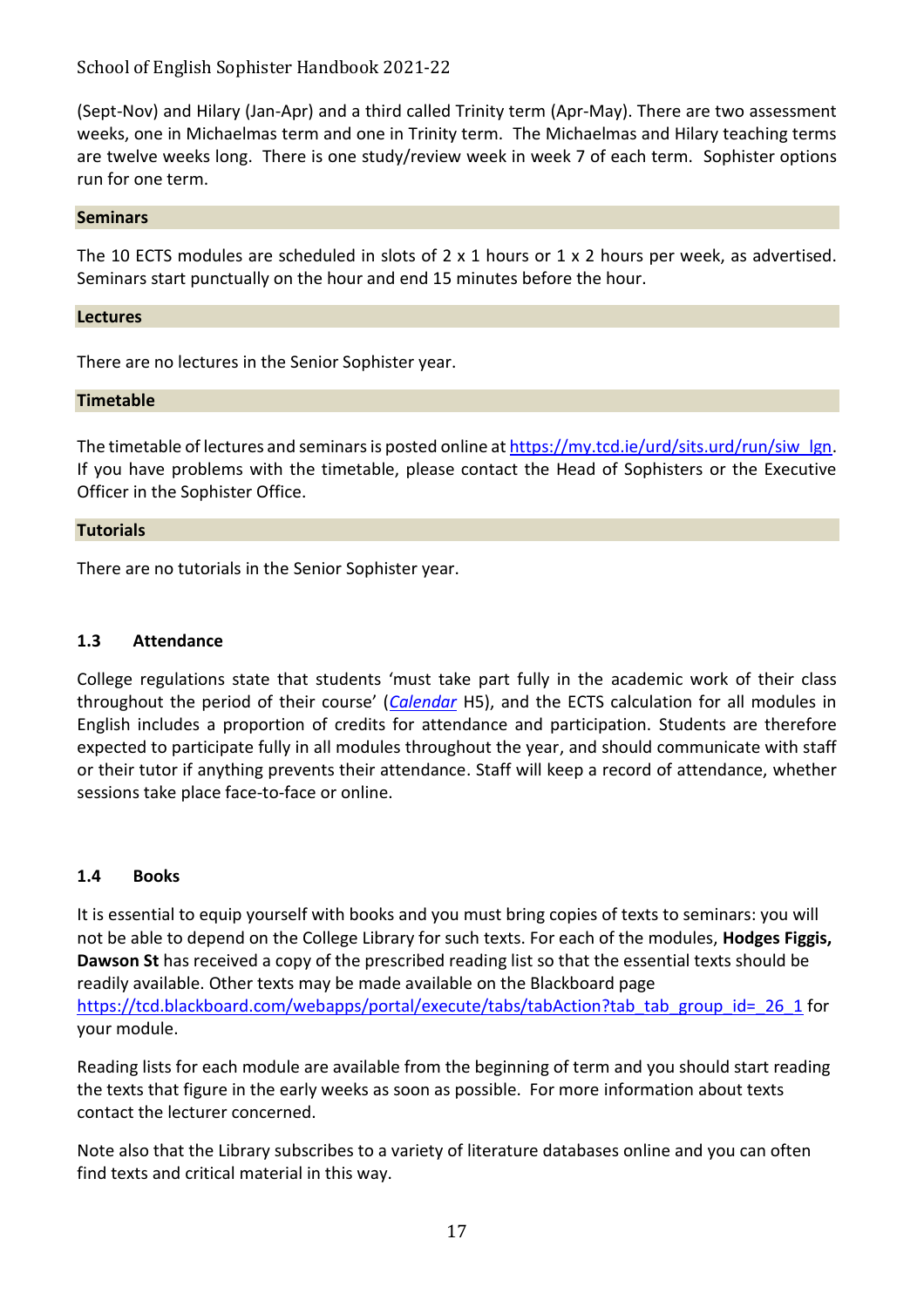(Sept-Nov) and Hilary (Jan-Apr) and a third called Trinity term (Apr-May). There are two assessment weeks, one in Michaelmas term and one in Trinity term. The Michaelmas and Hilary teaching terms are twelve weeks long. There is one study/review week in week 7 of each term. Sophister options run for one term.

**Seminars**

The 10 ECTS modules are scheduled in slots of 2 x 1 hours or 1 x 2 hours per week, as advertised. Seminars start punctually on the hour and end 15 minutes before the hour.

**Lectures**

There are no lectures in the Senior Sophister year.

**Timetable**

The timetable of lectures and seminars is posted online at https://my.tcd.ie/urd/sits.urd/run/siw_lgn. If you have problems with the timetable, please contact the Head of Sophisters or the Executive Officer in the Sophister Office.

**Tutorials**

There are no tutorials in the Senior Sophister year.

### 1.3 Attendance

College regulations state that students 'must take part fully in the academic work of their class throughout the period of their course' (*Calendar* H5), and the ECTS calculation for all modules in English includes a proportion of credits for attendance and participation. Students are therefore expected to participate fully in all modules throughout the year, and should communicate with staff or their tutor if anything prevents their attendance. Staff will keep a record of attendance, whether sessions take place face-to-face or online.

### 1.4 Books

It is essential to equip yourself with books and you must bring copies of texts to seminars: you will not be able to depend on the College Library for such texts. For each of the modules, **Hodges Figgis, Dawson St** has received a copy of the prescribed reading list so that the essential texts should be readily available. Other texts may be made available on the Blackboard page https://tcd.blackboard.com/webapps/portal/execute/tabs/tabAction?tab_tab_group_id=_26_1 for your module.

Reading lists for each module are available from the beginning of term and you should start reading the texts that figure in the early weeks as soon as possible. For more information about texts contact the lecturer concerned.

Note also that the Library subscribes to a variety of literature databases online and you can often find texts and critical material in this way.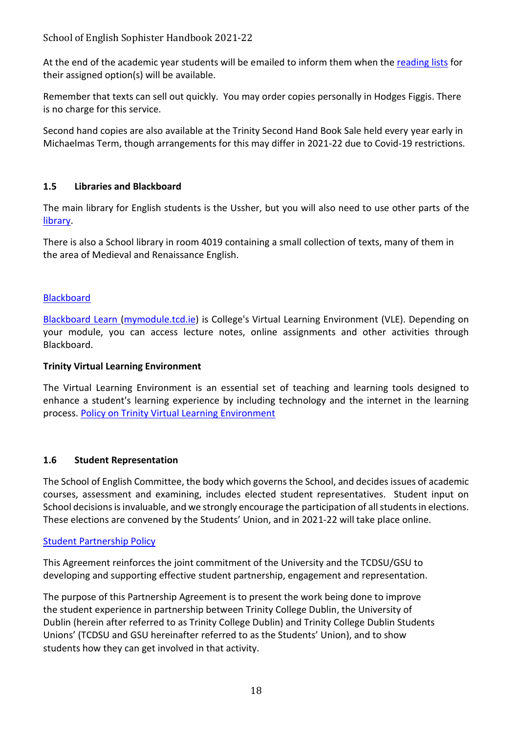At the end of the academic year students will be emailed to inform them when the reading lists for their assigned option(s) will be available.

Remember that texts can sell out quickly. You may order copies personally in Hodges Figgis. There is no charge for this service.

Second hand copies are also available at the Trinity Second Hand Book Sale held every year early in Michaelmas Term, though arrangements for this may differ in 2021-22 due to Covid-19 restrictions.

### 1.5 Libraries and Blackboard

The main library for English students is the Ussher, but you will also need to use other parts of the library.

There is also a School library in room 4019 containing a small collection of texts, many of them in the area of Medieval and Renaissance English.

Blackboard

Blackboard Learn (mymodule.tcd.ie) is College's Virtual Learning Environment (VLE). Depending on your module, you can access lecture notes, online assignments and other activities through Blackboard.

**Trinity Virtual Learning Environment**

The Virtual Learning Environment is an essential set of teaching and learning tools designed to enhance a student's learning experience by including technology and the internet in the learning process. Policy on Trinity Virtual Learning Environment

### 1.6 Student Representation

The School of English Committee, the body which governs the School, and decides issues of academic courses, assessment and examining, includes elected student representatives. Student input on School decisions is invaluable, and we strongly encourage the participation of all students in elections. These elections are convened by the Students' Union, and in 2021-22 will take place online.

Student Partnership Policy

This Agreement reinforces the joint commitment of the University and the TCDSU/GSU to developing and supporting effective student partnership, engagement and representation.

The purpose of this Partnership Agreement is to present the work being done to improve the student experience in partnership between Trinity College Dublin, the University of Dublin (herein after referred to as Trinity College Dublin) and Trinity College Dublin Students Unions' (TCDSU and GSU hereinafter referred to as the Students' Union), and to show students how they can get involved in that activity.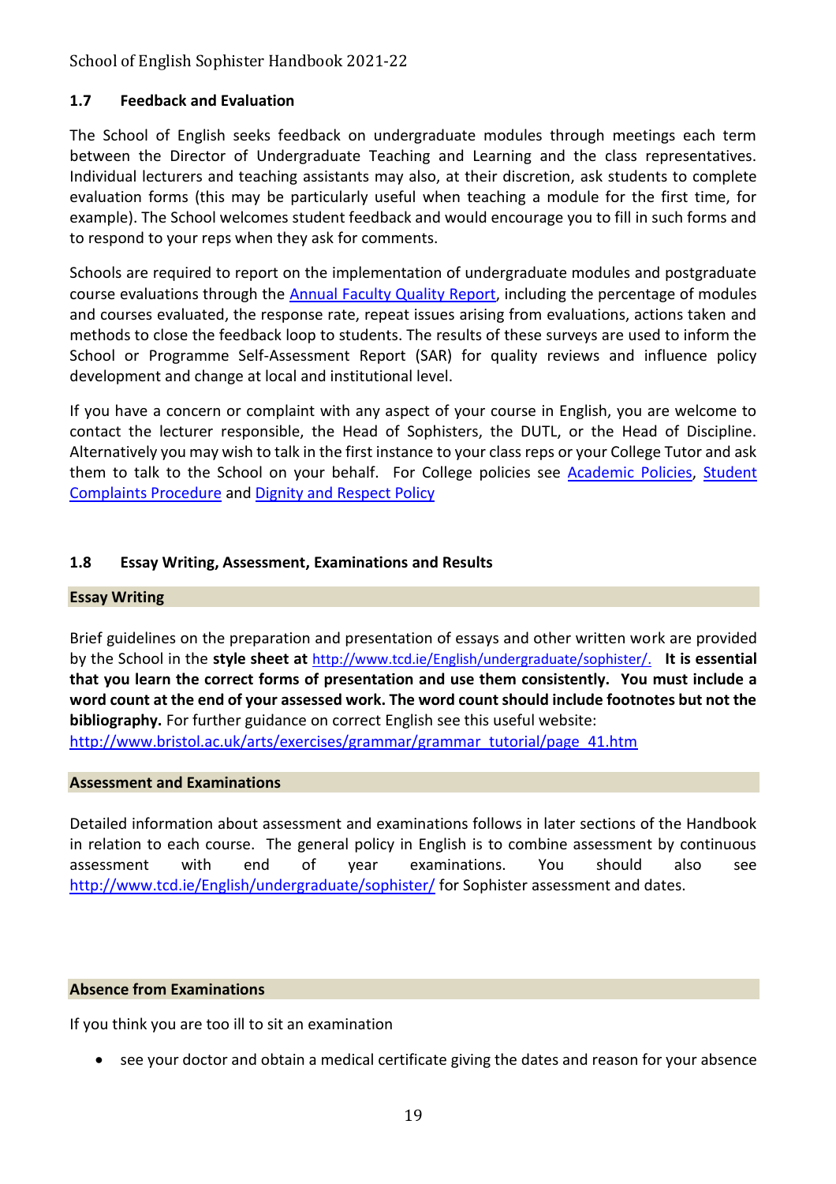## 1.7 Feedback and Evaluation

The School of English seeks feedback on undergraduate modules through meetings each term between the Director of Undergraduate Teaching and Learning and the class representatives. Individual lecturers and teaching assistants may also, at their discretion, ask students to complete evaluation forms (this may be particularly useful when teaching a module for the first time, for example). The School welcomes student feedback and would encourage you to fill in such forms and to respond to your reps when they ask for comments.

Schools are required to report on the implementation of undergraduate modules and postgraduate course evaluations through the [Annual Faculty Quality Report](), including the percentage of modules and courses evaluated, the response rate, repeat issues arising from evaluations, actions taken and methods to close the feedback loop to students. The results of these surveys are used to inform the School or Programme Self-Assessment Report (SAR) for quality reviews and influence policy development and change at local and institutional level.

If you have a concern or complaint with any aspect of your course in English, you are welcome to contact the lecturer responsible, the Head of Sophisters, the DUTL, or the Head of Discipline. Alternatively you may wish to talk in the first instance to your class reps or your College Tutor and ask them to talk to the School on your behalf. For College policies see [Academic Policies](), [Student Complaints Procedure]() and [Dignity and Respect Policy]()

## 1.8 Essay Writing, Assessment, Examinations and Results

### Essay Writing

Brief guidelines on the preparation and presentation of essays and other written work are provided by the School in the **style sheet at** http://www.tcd.ie/English/undergraduate/sophister/. **It is essential that you learn the correct forms of presentation and use them consistently. You must include a word count at the end of your assessed work. The word count should include footnotes but not the bibliography.** For further guidance on correct English see this useful website: http://www.bristol.ac.uk/arts/exercises/grammar/grammar_tutorial/page_41.htm

### Assessment and Examinations

Detailed information about assessment and examinations follows in later sections of the Handbook in relation to each course. The general policy in English is to combine assessment by continuous assessment with end of year examinations. You should also see http://www.tcd.ie/English/undergraduate/sophister/ for Sophister assessment and dates.

### Absence from Examinations

If you think you are too ill to sit an examination

- see your doctor and obtain a medical certificate giving the dates and reason for your absence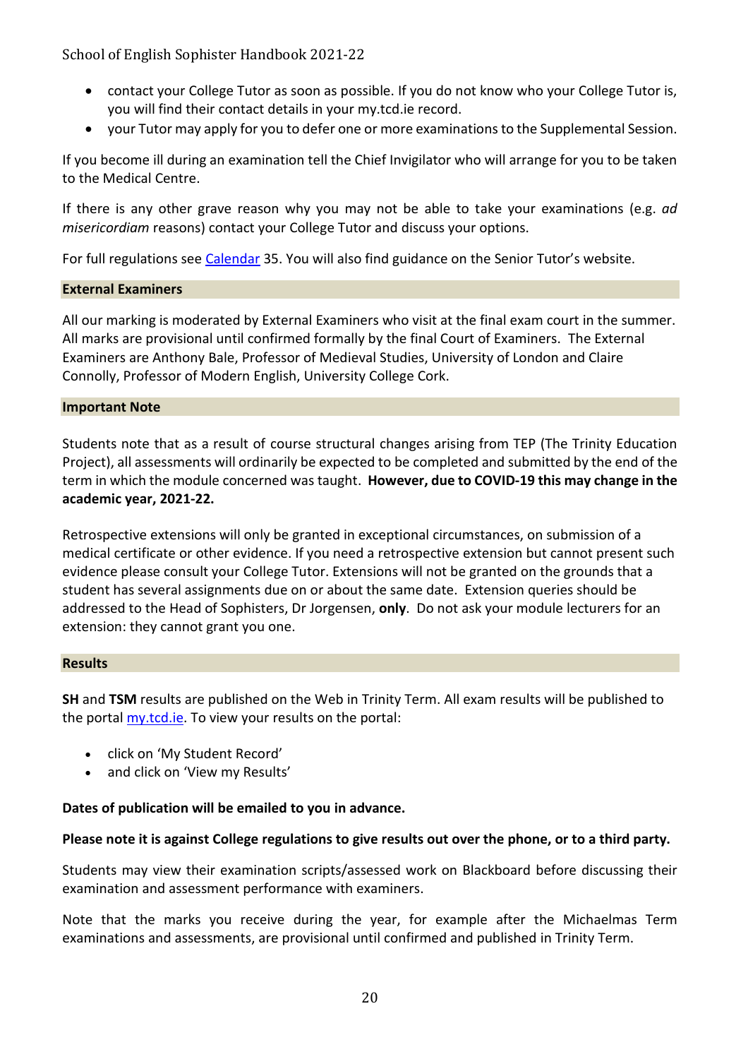- contact your College Tutor as soon as possible. If you do not know who your College Tutor is, you will find their contact details in your my.tcd.ie record.
- your Tutor may apply for you to defer one or more examinations to the Supplemental Session.

If you become ill during an examination tell the Chief Invigilator who will arrange for you to be taken to the Medical Centre.

If there is any other grave reason why you may not be able to take your examinations (e.g. *ad misericordiam* reasons) contact your College Tutor and discuss your options.

For full regulations see [Calendar]() 35. You will also find guidance on the Senior Tutor's website.

### External Examiners

All our marking is moderated by External Examiners who visit at the final exam court in the summer. All marks are provisional until confirmed formally by the final Court of Examiners. The External Examiners are Anthony Bale, Professor of Medieval Studies, University of London and Claire Connolly, Professor of Modern English, University College Cork.

### Important Note

Students note that as a result of course structural changes arising from TEP (The Trinity Education Project), all assessments will ordinarily be expected to be completed and submitted by the end of the term in which the module concerned was taught. **However, due to COVID-19 this may change in the academic year, 2021-22.**

Retrospective extensions will only be granted in exceptional circumstances, on submission of a medical certificate or other evidence. If you need a retrospective extension but cannot present such evidence please consult your College Tutor. Extensions will not be granted on the grounds that a student has several assignments due on or about the same date. Extension queries should be addressed to the Head of Sophisters, Dr Jorgensen, **only**. Do not ask your module lecturers for an extension: they cannot grant you one.

### Results

**SH** and **TSM** results are published on the Web in Trinity Term. All exam results will be published to the portal [my.tcd.ie](). To view your results on the portal:

- click on 'My Student Record'
- and click on 'View my Results'

**Dates of publication will be emailed to you in advance.**

**Please note it is against College regulations to give results out over the phone, or to a third party.**

Students may view their examination scripts/assessed work on Blackboard before discussing their examination and assessment performance with examiners.

Note that the marks you receive during the year, for example after the Michaelmas Term examinations and assessments, are provisional until confirmed and published in Trinity Term.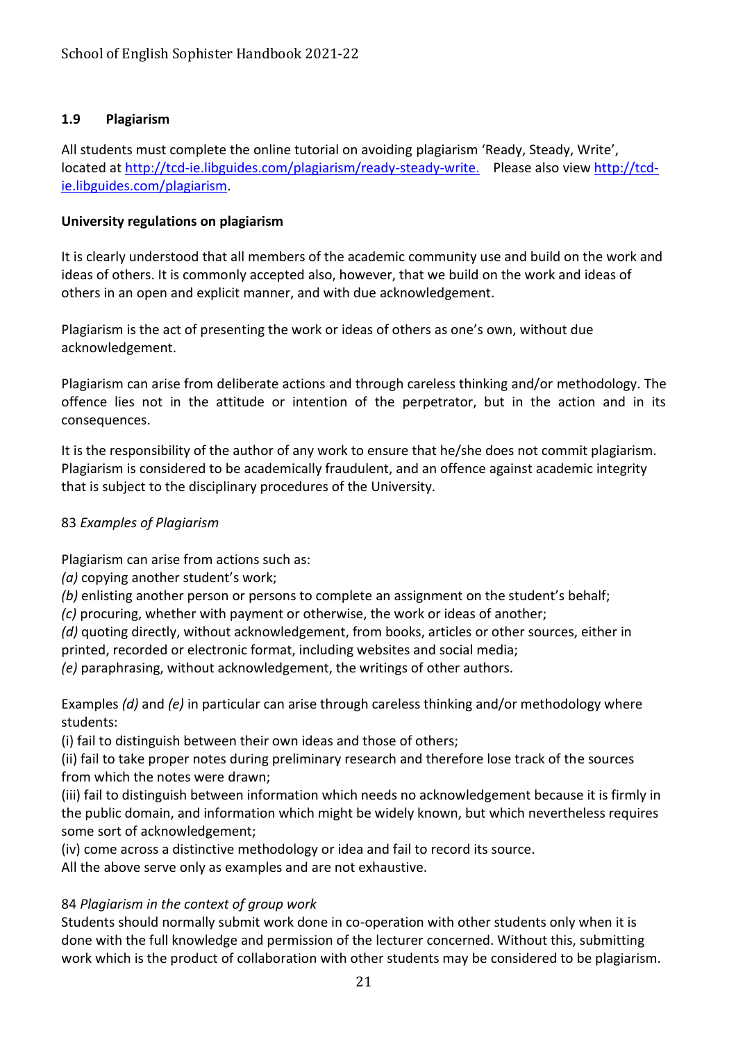## 1.9 Plagiarism

All students must complete the online tutorial on avoiding plagiarism 'Ready, Steady, Write', located at [http://tcd-ie.libguides.com/plagiarism/ready-steady-write.](http://tcd-ie.libguides.com/plagiarism/ready-steady-write) Please also view [http://tcd-ie.libguides.com/plagiarism](http://tcd-ie.libguides.com/plagiarism).

**University regulations on plagiarism**

It is clearly understood that all members of the academic community use and build on the work and ideas of others. It is commonly accepted also, however, that we build on the work and ideas of others in an open and explicit manner, and with due acknowledgement.

Plagiarism is the act of presenting the work or ideas of others as one's own, without due acknowledgement.

Plagiarism can arise from deliberate actions and through careless thinking and/or methodology. The offence lies not in the attitude or intention of the perpetrator, but in the action and in its consequences.

It is the responsibility of the author of any work to ensure that he/she does not commit plagiarism. Plagiarism is considered to be academically fraudulent, and an offence against academic integrity that is subject to the disciplinary procedures of the University.

83 *Examples of Plagiarism*

Plagiarism can arise from actions such as:
*(a)* copying another student's work;
*(b)* enlisting another person or persons to complete an assignment on the student's behalf;
*(c)* procuring, whether with payment or otherwise, the work or ideas of another;
*(d)* quoting directly, without acknowledgement, from books, articles or other sources, either in printed, recorded or electronic format, including websites and social media;
*(e)* paraphrasing, without acknowledgement, the writings of other authors.

Examples *(d)* and *(e)* in particular can arise through careless thinking and/or methodology where students:
(i) fail to distinguish between their own ideas and those of others;
(ii) fail to take proper notes during preliminary research and therefore lose track of the sources from which the notes were drawn;
(iii) fail to distinguish between information which needs no acknowledgement because it is firmly in the public domain, and information which might be widely known, but which nevertheless requires some sort of acknowledgement;
(iv) come across a distinctive methodology or idea and fail to record its source.
All the above serve only as examples and are not exhaustive.

84 *Plagiarism in the context of group work*
Students should normally submit work done in co-operation with other students only when it is done with the full knowledge and permission of the lecturer concerned. Without this, submitting work which is the product of collaboration with other students may be considered to be plagiarism.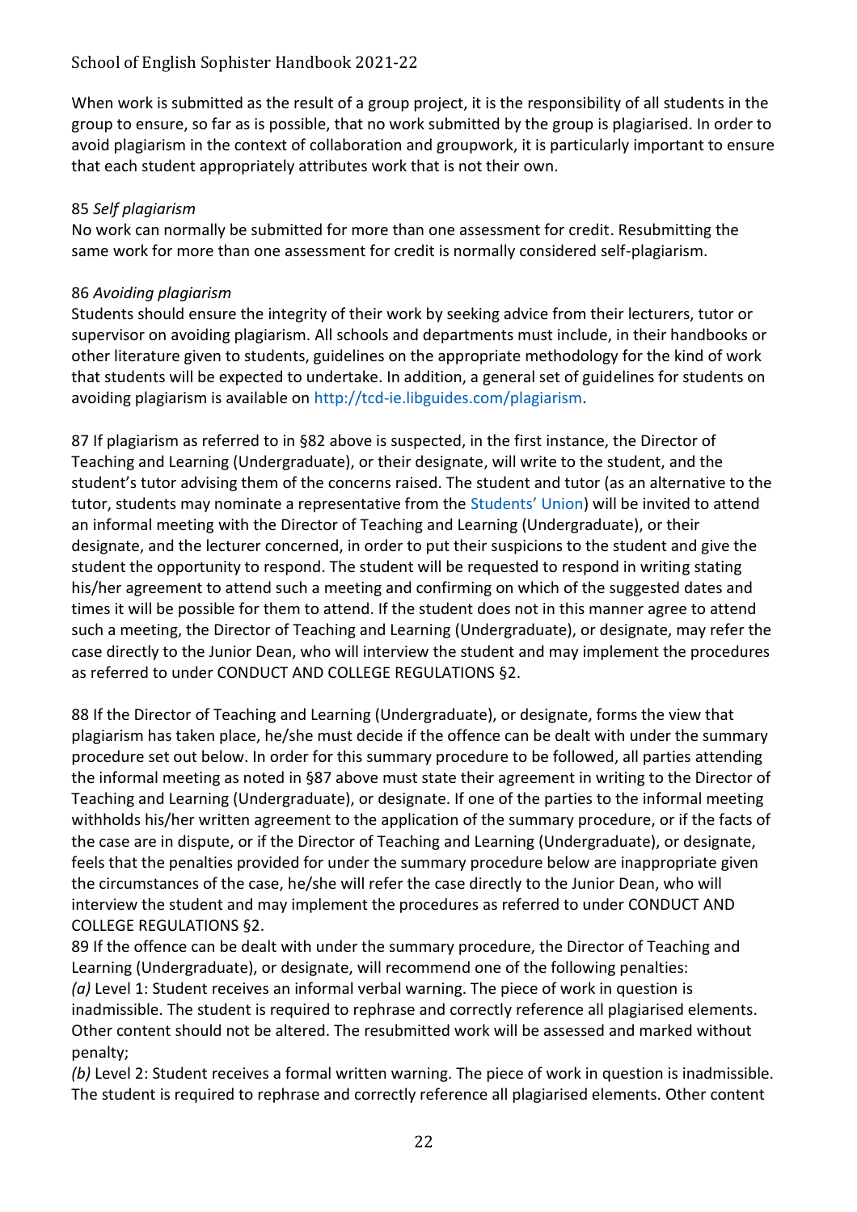When work is submitted as the result of a group project, it is the responsibility of all students in the group to ensure, so far as is possible, that no work submitted by the group is plagiarised. In order to avoid plagiarism in the context of collaboration and groupwork, it is particularly important to ensure that each student appropriately attributes work that is not their own.

85 *Self plagiarism*
No work can normally be submitted for more than one assessment for credit. Resubmitting the same work for more than one assessment for credit is normally considered self-plagiarism.

86 *Avoiding plagiarism*
Students should ensure the integrity of their work by seeking advice from their lecturers, tutor or supervisor on avoiding plagiarism. All schools and departments must include, in their handbooks or other literature given to students, guidelines on the appropriate methodology for the kind of work that students will be expected to undertake. In addition, a general set of guidelines for students on avoiding plagiarism is available on http://tcd-ie.libguides.com/plagiarism.

87 If plagiarism as referred to in §82 above is suspected, in the first instance, the Director of Teaching and Learning (Undergraduate), or their designate, will write to the student, and the student's tutor advising them of the concerns raised. The student and tutor (as an alternative to the tutor, students may nominate a representative from the Students' Union) will be invited to attend an informal meeting with the Director of Teaching and Learning (Undergraduate), or their designate, and the lecturer concerned, in order to put their suspicions to the student and give the student the opportunity to respond. The student will be requested to respond in writing stating his/her agreement to attend such a meeting and confirming on which of the suggested dates and times it will be possible for them to attend. If the student does not in this manner agree to attend such a meeting, the Director of Teaching and Learning (Undergraduate), or designate, may refer the case directly to the Junior Dean, who will interview the student and may implement the procedures as referred to under CONDUCT AND COLLEGE REGULATIONS §2.

88 If the Director of Teaching and Learning (Undergraduate), or designate, forms the view that plagiarism has taken place, he/she must decide if the offence can be dealt with under the summary procedure set out below. In order for this summary procedure to be followed, all parties attending the informal meeting as noted in §87 above must state their agreement in writing to the Director of Teaching and Learning (Undergraduate), or designate. If one of the parties to the informal meeting withholds his/her written agreement to the application of the summary procedure, or if the facts of the case are in dispute, or if the Director of Teaching and Learning (Undergraduate), or designate, feels that the penalties provided for under the summary procedure below are inappropriate given the circumstances of the case, he/she will refer the case directly to the Junior Dean, who will interview the student and may implement the procedures as referred to under CONDUCT AND COLLEGE REGULATIONS §2.

89 If the offence can be dealt with under the summary procedure, the Director of Teaching and Learning (Undergraduate), or designate, will recommend one of the following penalties:

*(a)* Level 1: Student receives an informal verbal warning. The piece of work in question is inadmissible. The student is required to rephrase and correctly reference all plagiarised elements. Other content should not be altered. The resubmitted work will be assessed and marked without penalty;

*(b)* Level 2: Student receives a formal written warning. The piece of work in question is inadmissible. The student is required to rephrase and correctly reference all plagiarised elements. Other content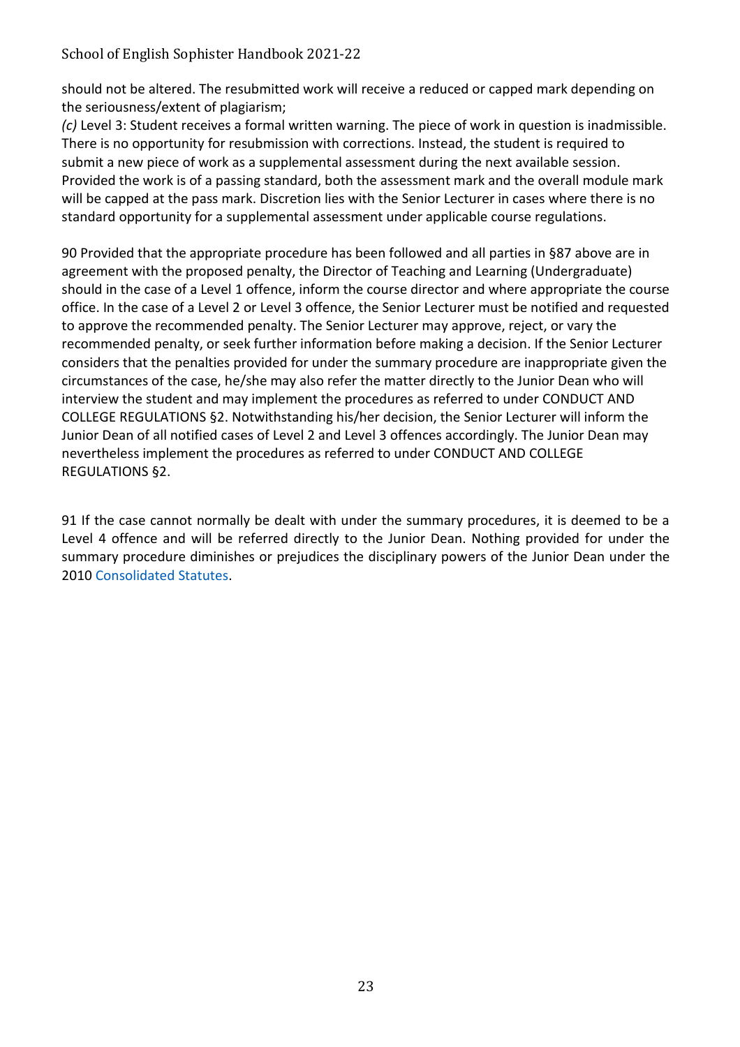should not be altered. The resubmitted work will receive a reduced or capped mark depending on the seriousness/extent of plagiarism;

*(c)* Level 3: Student receives a formal written warning. The piece of work in question is inadmissible. There is no opportunity for resubmission with corrections. Instead, the student is required to submit a new piece of work as a supplemental assessment during the next available session. Provided the work is of a passing standard, both the assessment mark and the overall module mark will be capped at the pass mark. Discretion lies with the Senior Lecturer in cases where there is no standard opportunity for a supplemental assessment under applicable course regulations.

90 Provided that the appropriate procedure has been followed and all parties in §87 above are in agreement with the proposed penalty, the Director of Teaching and Learning (Undergraduate) should in the case of a Level 1 offence, inform the course director and where appropriate the course office. In the case of a Level 2 or Level 3 offence, the Senior Lecturer must be notified and requested to approve the recommended penalty. The Senior Lecturer may approve, reject, or vary the recommended penalty, or seek further information before making a decision. If the Senior Lecturer considers that the penalties provided for under the summary procedure are inappropriate given the circumstances of the case, he/she may also refer the matter directly to the Junior Dean who will interview the student and may implement the procedures as referred to under CONDUCT AND COLLEGE REGULATIONS §2. Notwithstanding his/her decision, the Senior Lecturer will inform the Junior Dean of all notified cases of Level 2 and Level 3 offences accordingly. The Junior Dean may nevertheless implement the procedures as referred to under CONDUCT AND COLLEGE REGULATIONS §2.

91 If the case cannot normally be dealt with under the summary procedures, it is deemed to be a Level 4 offence and will be referred directly to the Junior Dean. Nothing provided for under the summary procedure diminishes or prejudices the disciplinary powers of the Junior Dean under the 2010 Consolidated Statutes.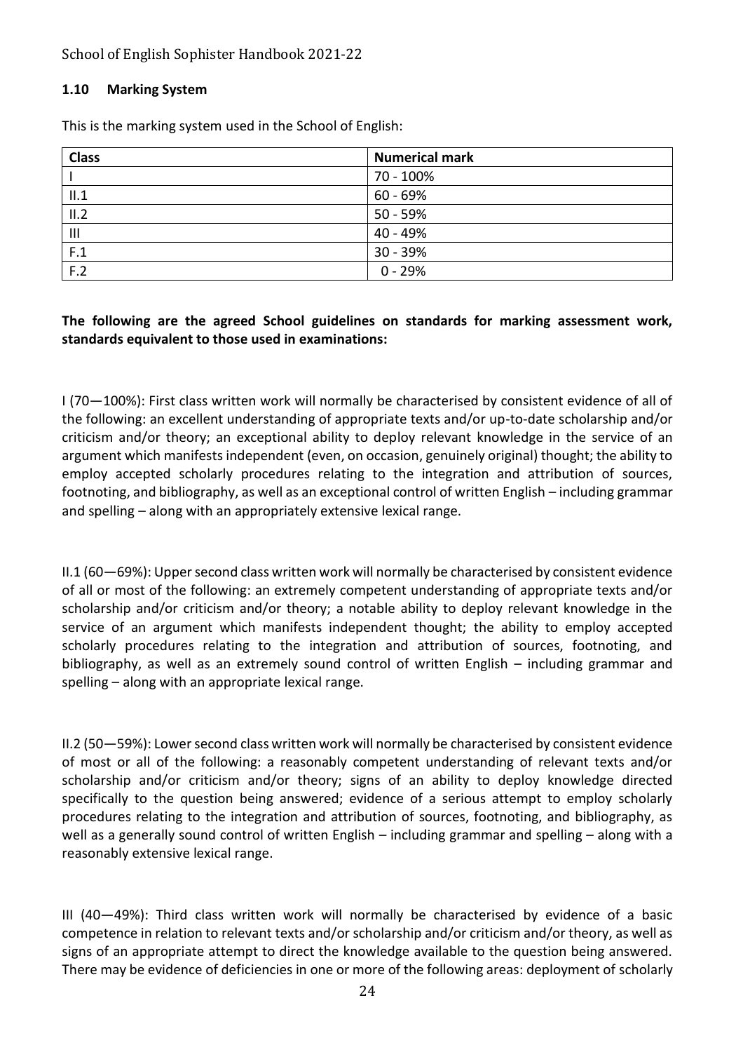### 1.10 Marking System

This is the marking system used in the School of English:

| Class | Numerical mark |
|---|---|
| I | 70 - 100% |
| II.1 | 60 - 69% |
| II.2 | 50 - 59% |
| III | 40 - 49% |
| F.1 | 30 - 39% |
| F.2 | 0 - 29% |

**The following are the agreed School guidelines on standards for marking assessment work, standards equivalent to those used in examinations:**

I (70—100%): First class written work will normally be characterised by consistent evidence of all of the following: an excellent understanding of appropriate texts and/or up-to-date scholarship and/or criticism and/or theory; an exceptional ability to deploy relevant knowledge in the service of an argument which manifests independent (even, on occasion, genuinely original) thought; the ability to employ accepted scholarly procedures relating to the integration and attribution of sources, footnoting, and bibliography, as well as an exceptional control of written English – including grammar and spelling – along with an appropriately extensive lexical range.

II.1 (60—69%): Upper second class written work will normally be characterised by consistent evidence of all or most of the following: an extremely competent understanding of appropriate texts and/or scholarship and/or criticism and/or theory; a notable ability to deploy relevant knowledge in the service of an argument which manifests independent thought; the ability to employ accepted scholarly procedures relating to the integration and attribution of sources, footnoting, and bibliography, as well as an extremely sound control of written English – including grammar and spelling – along with an appropriate lexical range.

II.2 (50—59%): Lower second class written work will normally be characterised by consistent evidence of most or all of the following: a reasonably competent understanding of relevant texts and/or scholarship and/or criticism and/or theory; signs of an ability to deploy knowledge directed specifically to the question being answered; evidence of a serious attempt to employ scholarly procedures relating to the integration and attribution of sources, footnoting, and bibliography, as well as a generally sound control of written English – including grammar and spelling – along with a reasonably extensive lexical range.

III (40—49%): Third class written work will normally be characterised by evidence of a basic competence in relation to relevant texts and/or scholarship and/or criticism and/or theory, as well as signs of an appropriate attempt to direct the knowledge available to the question being answered. There may be evidence of deficiencies in one or more of the following areas: deployment of scholarly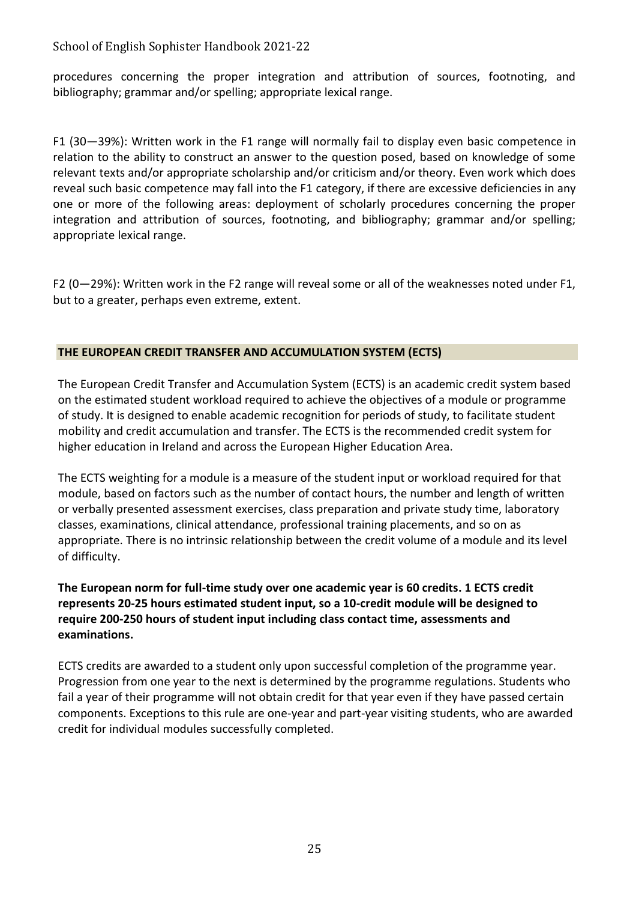procedures concerning the proper integration and attribution of sources, footnoting, and bibliography; grammar and/or spelling; appropriate lexical range.

F1 (30—39%): Written work in the F1 range will normally fail to display even basic competence in relation to the ability to construct an answer to the question posed, based on knowledge of some relevant texts and/or appropriate scholarship and/or criticism and/or theory. Even work which does reveal such basic competence may fall into the F1 category, if there are excessive deficiencies in any one or more of the following areas: deployment of scholarly procedures concerning the proper integration and attribution of sources, footnoting, and bibliography; grammar and/or spelling; appropriate lexical range.

F2 (0—29%): Written work in the F2 range will reveal some or all of the weaknesses noted under F1, but to a greater, perhaps even extreme, extent.

## THE EUROPEAN CREDIT TRANSFER AND ACCUMULATION SYSTEM (ECTS)

The European Credit Transfer and Accumulation System (ECTS) is an academic credit system based on the estimated student workload required to achieve the objectives of a module or programme of study. It is designed to enable academic recognition for periods of study, to facilitate student mobility and credit accumulation and transfer. The ECTS is the recommended credit system for higher education in Ireland and across the European Higher Education Area.

The ECTS weighting for a module is a measure of the student input or workload required for that module, based on factors such as the number of contact hours, the number and length of written or verbally presented assessment exercises, class preparation and private study time, laboratory classes, examinations, clinical attendance, professional training placements, and so on as appropriate. There is no intrinsic relationship between the credit volume of a module and its level of difficulty.

**The European norm for full-time study over one academic year is 60 credits. 1 ECTS credit represents 20-25 hours estimated student input, so a 10-credit module will be designed to require 200-250 hours of student input including class contact time, assessments and examinations.**

ECTS credits are awarded to a student only upon successful completion of the programme year. Progression from one year to the next is determined by the programme regulations. Students who fail a year of their programme will not obtain credit for that year even if they have passed certain components. Exceptions to this rule are one-year and part-year visiting students, who are awarded credit for individual modules successfully completed.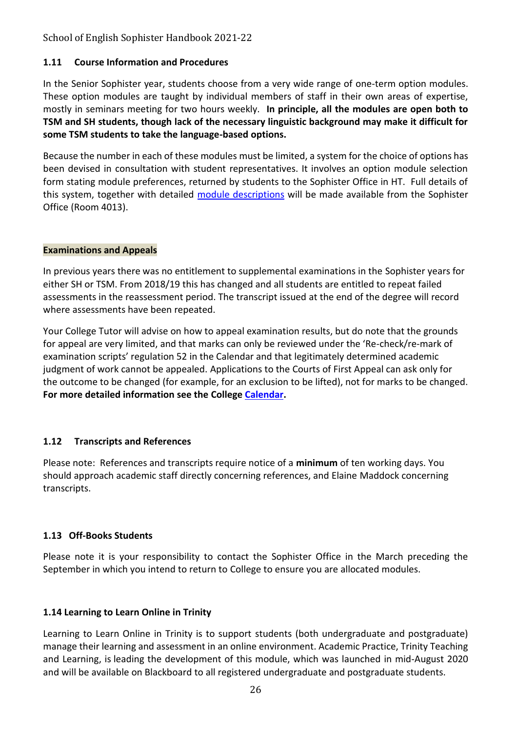### 1.11 Course Information and Procedures

In the Senior Sophister year, students choose from a very wide range of one-term option modules. These option modules are taught by individual members of staff in their own areas of expertise, mostly in seminars meeting for two hours weekly. **In principle, all the modules are open both to TSM and SH students, though lack of the necessary linguistic background may make it difficult for some TSM students to take the language-based options.**

Because the number in each of these modules must be limited, a system for the choice of options has been devised in consultation with student representatives. It involves an option module selection form stating module preferences, returned by students to the Sophister Office in HT. Full details of this system, together with detailed module descriptions will be made available from the Sophister Office (Room 4013).

**Examinations and Appeals**

In previous years there was no entitlement to supplemental examinations in the Sophister years for either SH or TSM. From 2018/19 this has changed and all students are entitled to repeat failed assessments in the reassessment period. The transcript issued at the end of the degree will record where assessments have been repeated.

Your College Tutor will advise on how to appeal examination results, but do note that the grounds for appeal are very limited, and that marks can only be reviewed under the 'Re-check/re-mark of examination scripts' regulation 52 in the Calendar and that legitimately determined academic judgment of work cannot be appealed. Applications to the Courts of First Appeal can ask only for the outcome to be changed (for example, for an exclusion to be lifted), not for marks to be changed. **For more detailed information see the College Calendar.**

### 1.12 Transcripts and References

Please note: References and transcripts require notice of a **minimum** of ten working days. You should approach academic staff directly concerning references, and Elaine Maddock concerning transcripts.

### 1.13 Off-Books Students

Please note it is your responsibility to contact the Sophister Office in the March preceding the September in which you intend to return to College to ensure you are allocated modules.

### 1.14 Learning to Learn Online in Trinity

Learning to Learn Online in Trinity is to support students (both undergraduate and postgraduate) manage their learning and assessment in an online environment. Academic Practice, Trinity Teaching and Learning, is leading the development of this module, which was launched in mid-August 2020 and will be available on Blackboard to all registered undergraduate and postgraduate students.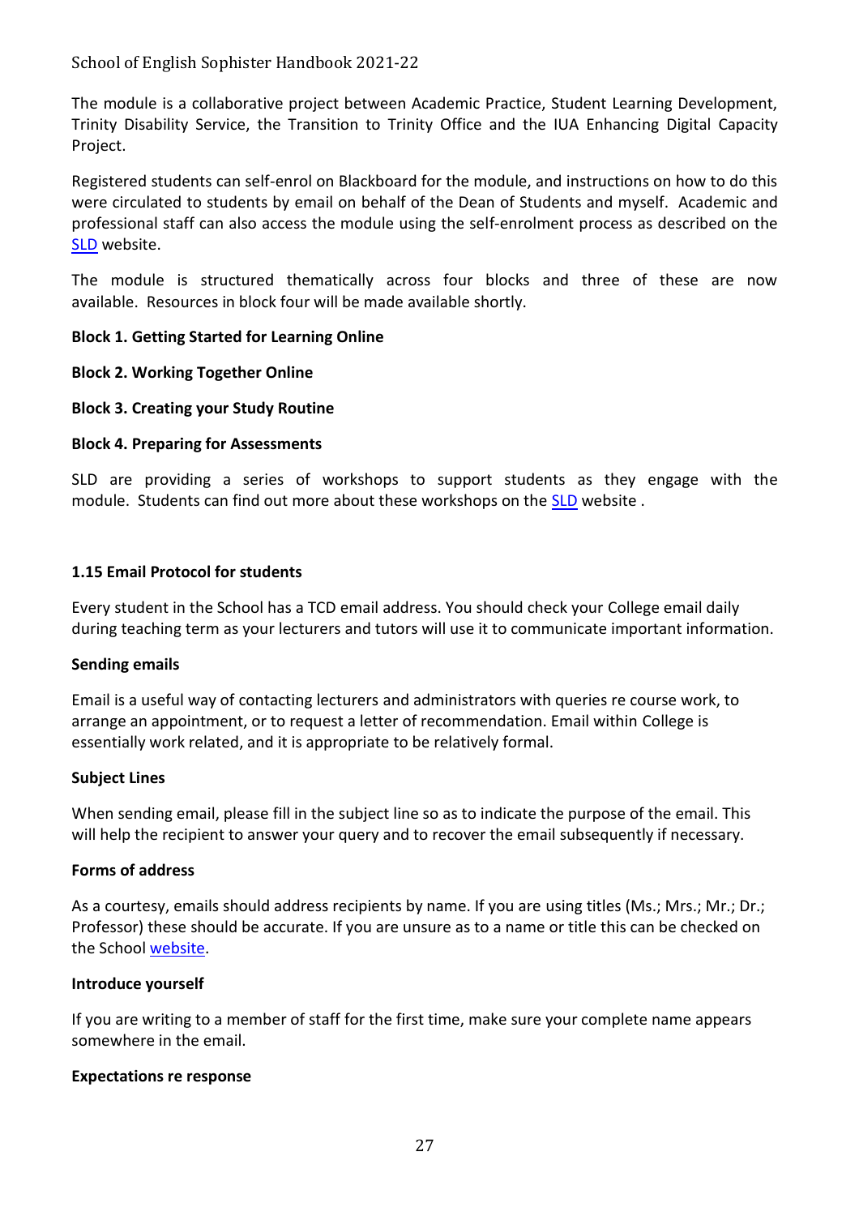The module is a collaborative project between Academic Practice, Student Learning Development, Trinity Disability Service, the Transition to Trinity Office and the IUA Enhancing Digital Capacity Project.

Registered students can self-enrol on Blackboard for the module, and instructions on how to do this were circulated to students by email on behalf of the Dean of Students and myself. Academic and professional staff can also access the module using the self-enrolment process as described on the SLD website.

The module is structured thematically across four blocks and three of these are now available. Resources in block four will be made available shortly.

**Block 1. Getting Started for Learning Online**

**Block 2. Working Together Online**

**Block 3. Creating your Study Routine**

**Block 4. Preparing for Assessments**

SLD are providing a series of workshops to support students as they engage with the module. Students can find out more about these workshops on the SLD website .

### 1.15 Email Protocol for students

Every student in the School has a TCD email address. You should check your College email daily during teaching term as your lecturers and tutors will use it to communicate important information.

**Sending emails**

Email is a useful way of contacting lecturers and administrators with queries re course work, to arrange an appointment, or to request a letter of recommendation. Email within College is essentially work related, and it is appropriate to be relatively formal.

**Subject Lines**

When sending email, please fill in the subject line so as to indicate the purpose of the email. This will help the recipient to answer your query and to recover the email subsequently if necessary.

**Forms of address**

As a courtesy, emails should address recipients by name. If you are using titles (Ms.; Mrs.; Mr.; Dr.; Professor) these should be accurate. If you are unsure as to a name or title this can be checked on the School website.

**Introduce yourself**

If you are writing to a member of staff for the first time, make sure your complete name appears somewhere in the email.

**Expectations re response**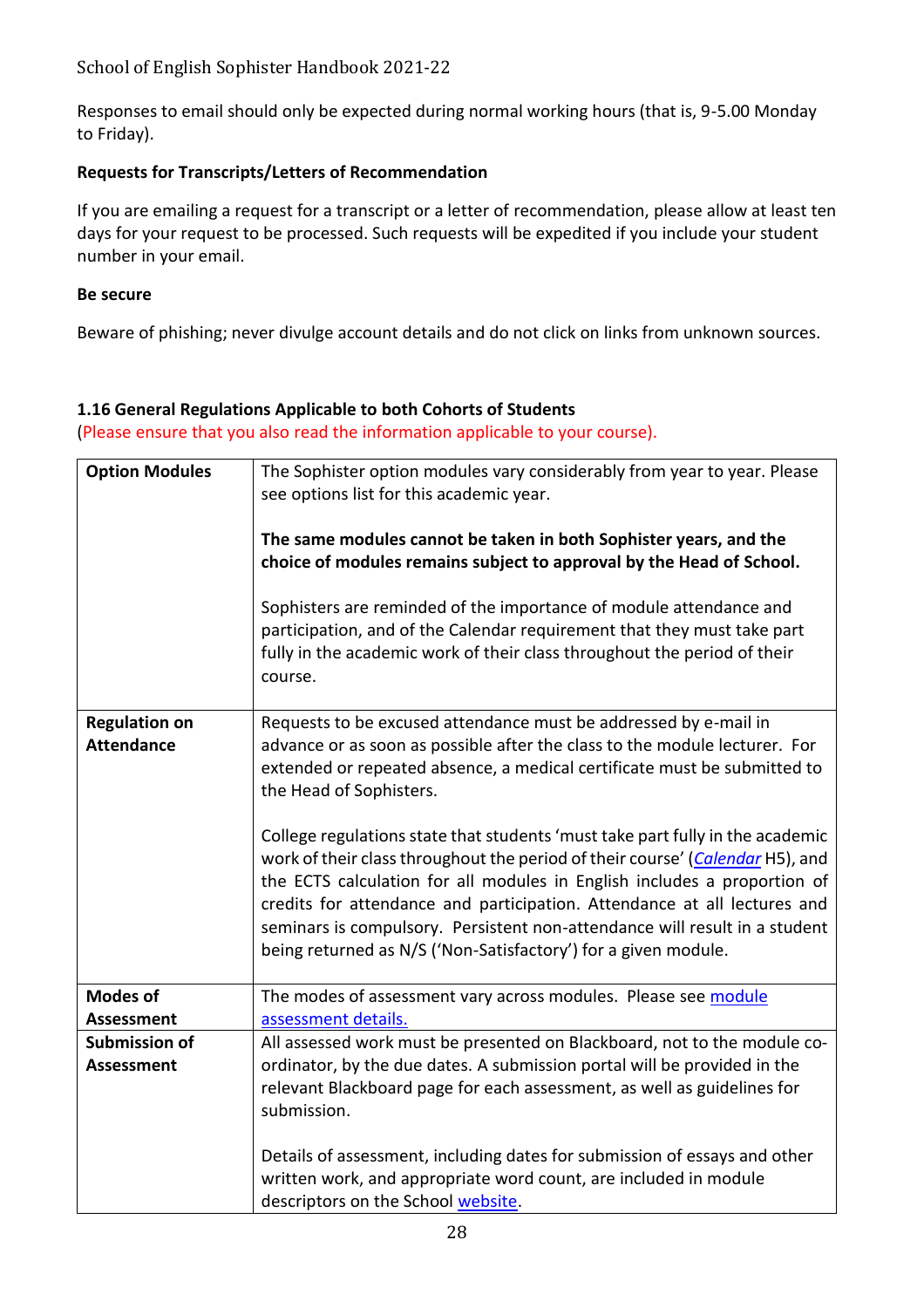Responses to email should only be expected during normal working hours (that is, 9-5.00 Monday to Friday).

**Requests for Transcripts/Letters of Recommendation**

If you are emailing a request for a transcript or a letter of recommendation, please allow at least ten days for your request to be processed. Such requests will be expedited if you include your student number in your email.

**Be secure**

Beware of phishing; never divulge account details and do not click on links from unknown sources.

### 1.16 General Regulations Applicable to both Cohorts of Students

(Please ensure that you also read the information applicable to your course).

| | |
|---|---|
| **Option Modules** | The Sophister option modules vary considerably from year to year. Please see options list for this academic year.<br><br>**The same modules cannot be taken in both Sophister years, and the choice of modules remains subject to approval by the Head of School.**<br><br>Sophisters are reminded of the importance of module attendance and participation, and of the Calendar requirement that they must take part fully in the academic work of their class throughout the period of their course. |
| **Regulation on Attendance** | Requests to be excused attendance must be addressed by e-mail in advance or as soon as possible after the class to the module lecturer. For extended or repeated absence, a medical certificate must be submitted to the Head of Sophisters.<br><br>College regulations state that students 'must take part fully in the academic work of their class throughout the period of their course' (*Calendar* H5), and the ECTS calculation for all modules in English includes a proportion of credits for attendance and participation. Attendance at all lectures and seminars is compulsory. Persistent non-attendance will result in a student being returned as N/S ('Non-Satisfactory') for a given module. |
| **Modes of Assessment** | The modes of assessment vary across modules. Please see module assessment details. |
| **Submission of Assessment** | All assessed work must be presented on Blackboard, not to the module co-ordinator, by the due dates. A submission portal will be provided in the relevant Blackboard page for each assessment, as well as guidelines for submission.<br><br>Details of assessment, including dates for submission of essays and other written work, and appropriate word count, are included in module descriptors on the School website. |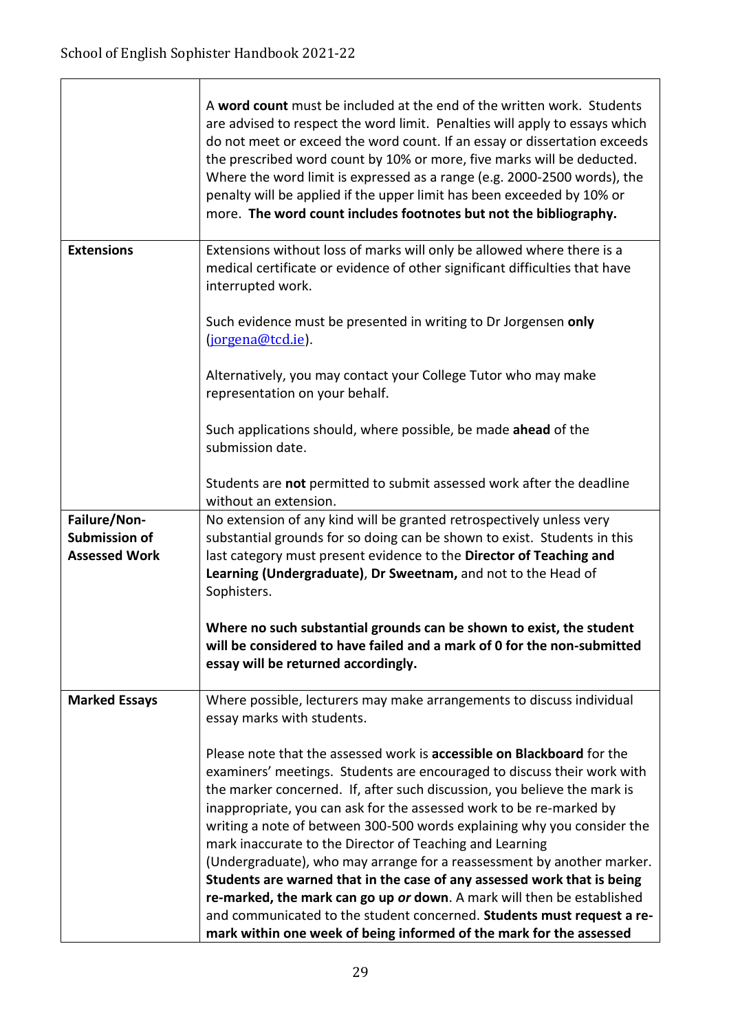| | |
|---|---|
| | A **word count** must be included at the end of the written work. Students are advised to respect the word limit. Penalties will apply to essays which do not meet or exceed the word count. If an essay or dissertation exceeds the prescribed word count by 10% or more, five marks will be deducted. Where the word limit is expressed as a range (e.g. 2000-2500 words), the penalty will be applied if the upper limit has been exceeded by 10% or more. **The word count includes footnotes but not the bibliography.** |
| **Extensions** | Extensions without loss of marks will only be allowed where there is a medical certificate or evidence of other significant difficulties that have interrupted work.<br><br>Such evidence must be presented in writing to Dr Jorgensen **only** (jorgena@tcd.ie).<br><br>Alternatively, you may contact your College Tutor who may make representation on your behalf.<br><br>Such applications should, where possible, be made **ahead** of the submission date.<br><br>Students are **not** permitted to submit assessed work after the deadline without an extension. |
| **Failure/Non-Submission of Assessed Work** | No extension of any kind will be granted retrospectively unless very substantial grounds for so doing can be shown to exist. Students in this last category must present evidence to the **Director of Teaching and Learning (Undergraduate)**, **Dr Sweetnam,** and not to the Head of Sophisters.<br><br>**Where no such substantial grounds can be shown to exist, the student will be considered to have failed and a mark of 0 for the non-submitted essay will be returned accordingly.** |
| **Marked Essays** | Where possible, lecturers may make arrangements to discuss individual essay marks with students.<br><br>Please note that the assessed work is **accessible on Blackboard** for the examiners' meetings. Students are encouraged to discuss their work with the marker concerned. If, after such discussion, you believe the mark is inappropriate, you can ask for the assessed work to be re-marked by writing a note of between 300-500 words explaining why you consider the mark inaccurate to the Director of Teaching and Learning (Undergraduate), who may arrange for a reassessment by another marker. **Students are warned that in the case of any assessed work that is being re-marked, the mark can go up *or* down**. A mark will then be established and communicated to the student concerned. **Students must request a re-mark within one week of being informed of the mark for the assessed** |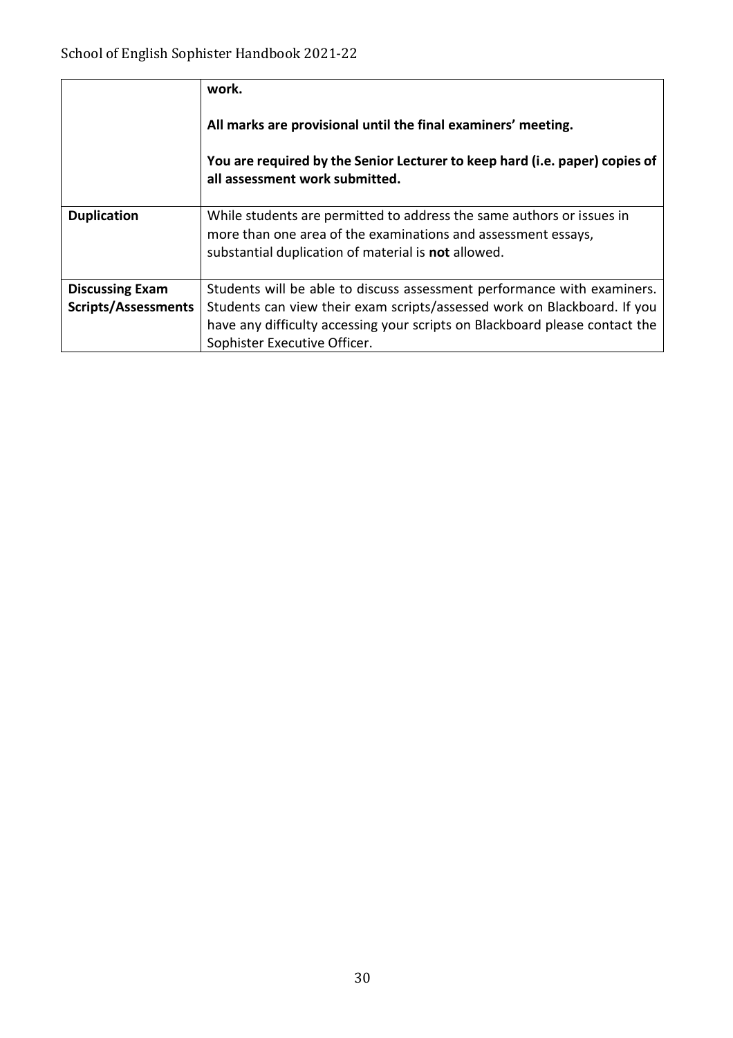| | |
|---|---|
| | **work.**<br><br>**All marks are provisional until the final examiners' meeting.**<br><br>**You are required by the Senior Lecturer to keep hard (i.e. paper) copies of all assessment work submitted.** |
| **Duplication** | While students are permitted to address the same authors or issues in more than one area of the examinations and assessment essays, substantial duplication of material is **not** allowed. |
| **Discussing Exam Scripts/Assessments** | Students will be able to discuss assessment performance with examiners. Students can view their exam scripts/assessed work on Blackboard. If you have any difficulty accessing your scripts on Blackboard please contact the Sophister Executive Officer. |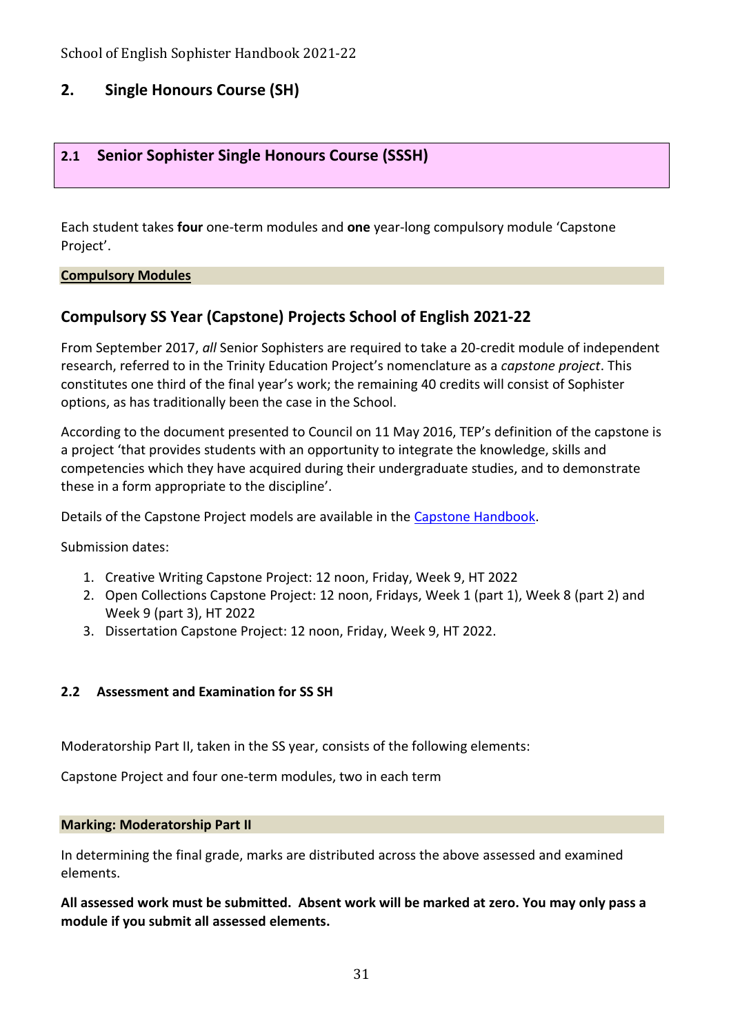## 2. Single Honours Course (SH)

### 2.1 Senior Sophister Single Honours Course (SSSH)

Each student takes **four** one-term modules and **one** year-long compulsory module 'Capstone Project'.

**Compulsory Modules**

### Compulsory SS Year (Capstone) Projects School of English 2021-22

From September 2017, *all* Senior Sophisters are required to take a 20-credit module of independent research, referred to in the Trinity Education Project's nomenclature as a *capstone project*. This constitutes one third of the final year's work; the remaining 40 credits will consist of Sophister options, as has traditionally been the case in the School.

According to the document presented to Council on 11 May 2016, TEP's definition of the capstone is a project 'that provides students with an opportunity to integrate the knowledge, skills and competencies which they have acquired during their undergraduate studies, and to demonstrate these in a form appropriate to the discipline'.

Details of the Capstone Project models are available in the Capstone Handbook.

Submission dates:

1. Creative Writing Capstone Project: 12 noon, Friday, Week 9, HT 2022
2. Open Collections Capstone Project: 12 noon, Fridays, Week 1 (part 1), Week 8 (part 2) and Week 9 (part 3), HT 2022
3. Dissertation Capstone Project: 12 noon, Friday, Week 9, HT 2022.

### 2.2 Assessment and Examination for SS SH

Moderatorship Part II, taken in the SS year, consists of the following elements:

Capstone Project and four one-term modules, two in each term

**Marking: Moderatorship Part II**

In determining the final grade, marks are distributed across the above assessed and examined elements.

**All assessed work must be submitted. Absent work will be marked at zero. You may only pass a module if you submit all assessed elements.**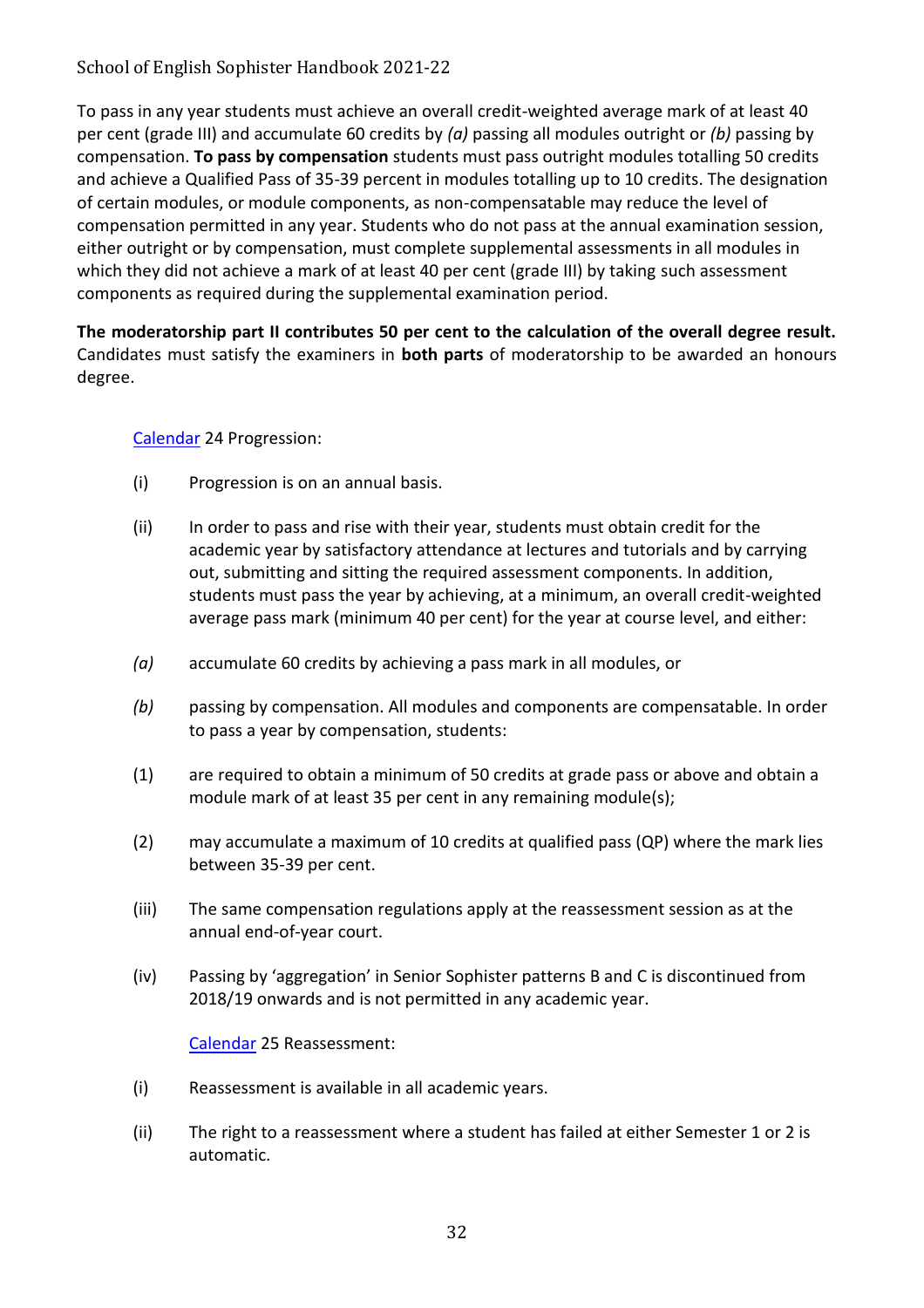To pass in any year students must achieve an overall credit-weighted average mark of at least 40 per cent (grade III) and accumulate 60 credits by *(a)* passing all modules outright or *(b)* passing by compensation. **To pass by compensation** students must pass outright modules totalling 50 credits and achieve a Qualified Pass of 35-39 percent in modules totalling up to 10 credits. The designation of certain modules, or module components, as non-compensatable may reduce the level of compensation permitted in any year. Students who do not pass at the annual examination session, either outright or by compensation, must complete supplemental assessments in all modules in which they did not achieve a mark of at least 40 per cent (grade III) by taking such assessment components as required during the supplemental examination period.

**The moderatorship part II contributes 50 per cent to the calculation of the overall degree result.** Candidates must satisfy the examiners in **both parts** of moderatorship to be awarded an honours degree.

Calendar 24 Progression:

(i) Progression is on an annual basis.

(ii) In order to pass and rise with their year, students must obtain credit for the academic year by satisfactory attendance at lectures and tutorials and by carrying out, submitting and sitting the required assessment components. In addition, students must pass the year by achieving, at a minimum, an overall credit-weighted average pass mark (minimum 40 per cent) for the year at course level, and either:

*(a)* accumulate 60 credits by achieving a pass mark in all modules, or

*(b)* passing by compensation. All modules and components are compensatable. In order to pass a year by compensation, students:

(1) are required to obtain a minimum of 50 credits at grade pass or above and obtain a module mark of at least 35 per cent in any remaining module(s);

(2) may accumulate a maximum of 10 credits at qualified pass (QP) where the mark lies between 35-39 per cent.

(iii) The same compensation regulations apply at the reassessment session as at the annual end-of-year court.

(iv) Passing by 'aggregation' in Senior Sophister patterns B and C is discontinued from 2018/19 onwards and is not permitted in any academic year.

Calendar 25 Reassessment:

(i) Reassessment is available in all academic years.

(ii) The right to a reassessment where a student has failed at either Semester 1 or 2 is automatic.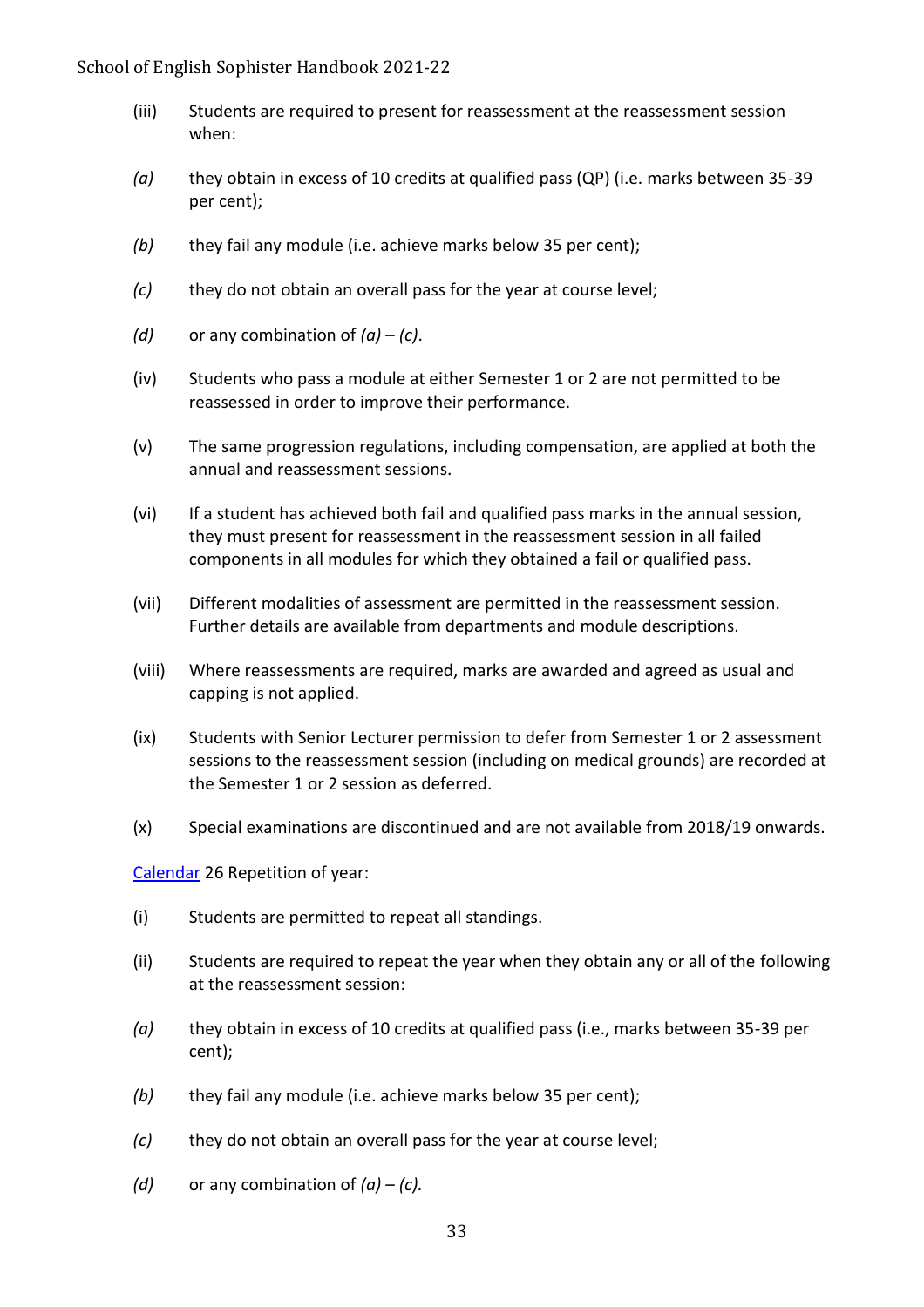(iii) Students are required to present for reassessment at the reassessment session when:

*(a)* they obtain in excess of 10 credits at qualified pass (QP) (i.e. marks between 35-39 per cent);

*(b)* they fail any module (i.e. achieve marks below 35 per cent);

*(c)* they do not obtain an overall pass for the year at course level;

*(d)* or any combination of *(a) – (c)*.

(iv) Students who pass a module at either Semester 1 or 2 are not permitted to be reassessed in order to improve their performance.

(v) The same progression regulations, including compensation, are applied at both the annual and reassessment sessions.

(vi) If a student has achieved both fail and qualified pass marks in the annual session, they must present for reassessment in the reassessment session in all failed components in all modules for which they obtained a fail or qualified pass.

(vii) Different modalities of assessment are permitted in the reassessment session. Further details are available from departments and module descriptions.

(viii) Where reassessments are required, marks are awarded and agreed as usual and capping is not applied.

(ix) Students with Senior Lecturer permission to defer from Semester 1 or 2 assessment sessions to the reassessment session (including on medical grounds) are recorded at the Semester 1 or 2 session as deferred.

(x) Special examinations are discontinued and are not available from 2018/19 onwards.

Calendar 26 Repetition of year:

(i) Students are permitted to repeat all standings.

(ii) Students are required to repeat the year when they obtain any or all of the following at the reassessment session:

*(a)* they obtain in excess of 10 credits at qualified pass (i.e., marks between 35-39 per cent);

*(b)* they fail any module (i.e. achieve marks below 35 per cent);

*(c)* they do not obtain an overall pass for the year at course level;

*(d)* or any combination of *(a) – (c).*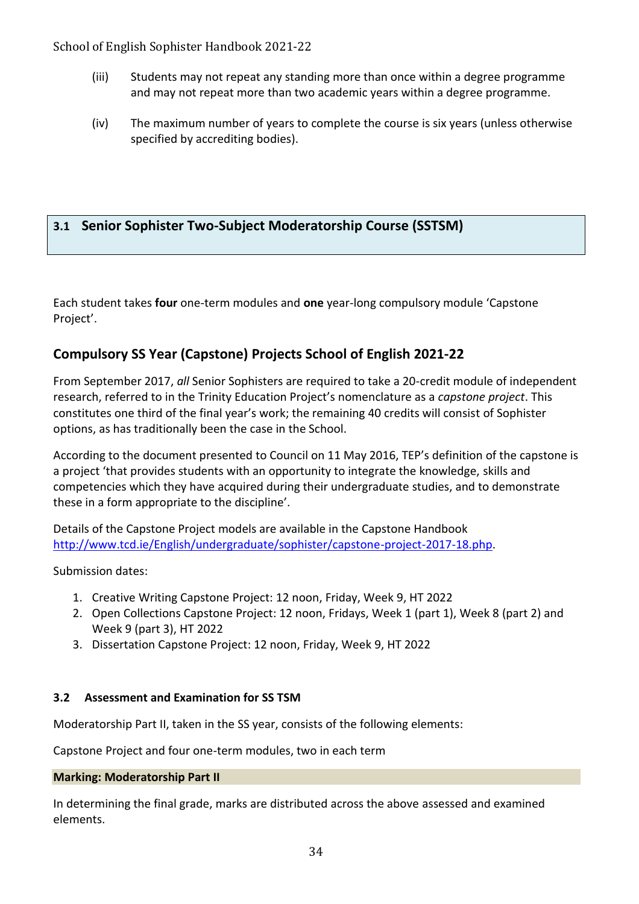(iii) Students may not repeat any standing more than once within a degree programme and may not repeat more than two academic years within a degree programme.

(iv) The maximum number of years to complete the course is six years (unless otherwise specified by accrediting bodies).

## 3.1 Senior Sophister Two-Subject Moderatorship Course (SSTSM)

Each student takes **four** one-term modules and **one** year-long compulsory module 'Capstone Project'.

## Compulsory SS Year (Capstone) Projects School of English 2021-22

From September 2017, *all* Senior Sophisters are required to take a 20-credit module of independent research, referred to in the Trinity Education Project's nomenclature as a *capstone project*. This constitutes one third of the final year's work; the remaining 40 credits will consist of Sophister options, as has traditionally been the case in the School.

According to the document presented to Council on 11 May 2016, TEP's definition of the capstone is a project 'that provides students with an opportunity to integrate the knowledge, skills and competencies which they have acquired during their undergraduate studies, and to demonstrate these in a form appropriate to the discipline'.

Details of the Capstone Project models are available in the Capstone Handbook http://www.tcd.ie/English/undergraduate/sophister/capstone-project-2017-18.php.

Submission dates:

1. Creative Writing Capstone Project: 12 noon, Friday, Week 9, HT 2022
2. Open Collections Capstone Project: 12 noon, Fridays, Week 1 (part 1), Week 8 (part 2) and Week 9 (part 3), HT 2022
3. Dissertation Capstone Project: 12 noon, Friday, Week 9, HT 2022

### 3.2 Assessment and Examination for SS TSM

Moderatorship Part II, taken in the SS year, consists of the following elements:

Capstone Project and four one-term modules, two in each term

**Marking: Moderatorship Part II**

In determining the final grade, marks are distributed across the above assessed and examined elements.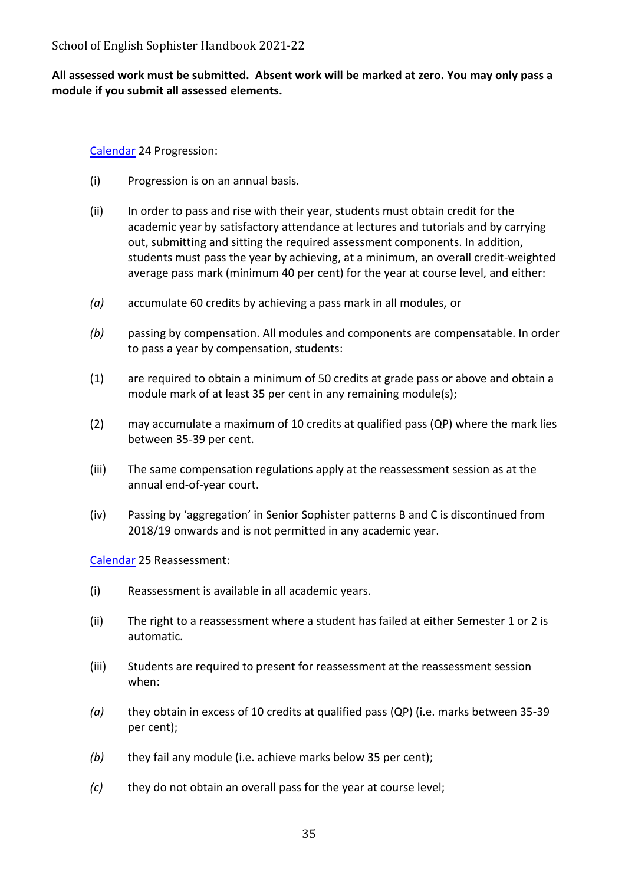**All assessed work must be submitted. Absent work will be marked at zero. You may only pass a module if you submit all assessed elements.**

[Calendar](#) 24 Progression:

(i) Progression is on an annual basis.

(ii) In order to pass and rise with their year, students must obtain credit for the academic year by satisfactory attendance at lectures and tutorials and by carrying out, submitting and sitting the required assessment components. In addition, students must pass the year by achieving, at a minimum, an overall credit-weighted average pass mark (minimum 40 per cent) for the year at course level, and either:

*(a)* accumulate 60 credits by achieving a pass mark in all modules, or

*(b)* passing by compensation. All modules and components are compensatable. In order to pass a year by compensation, students:

(1) are required to obtain a minimum of 50 credits at grade pass or above and obtain a module mark of at least 35 per cent in any remaining module(s);

(2) may accumulate a maximum of 10 credits at qualified pass (QP) where the mark lies between 35-39 per cent.

(iii) The same compensation regulations apply at the reassessment session as at the annual end-of-year court.

(iv) Passing by 'aggregation' in Senior Sophister patterns B and C is discontinued from 2018/19 onwards and is not permitted in any academic year.

[Calendar](#) 25 Reassessment:

(i) Reassessment is available in all academic years.

(ii) The right to a reassessment where a student has failed at either Semester 1 or 2 is automatic.

(iii) Students are required to present for reassessment at the reassessment session when:

*(a)* they obtain in excess of 10 credits at qualified pass (QP) (i.e. marks between 35-39 per cent);

*(b)* they fail any module (i.e. achieve marks below 35 per cent);

*(c)* they do not obtain an overall pass for the year at course level;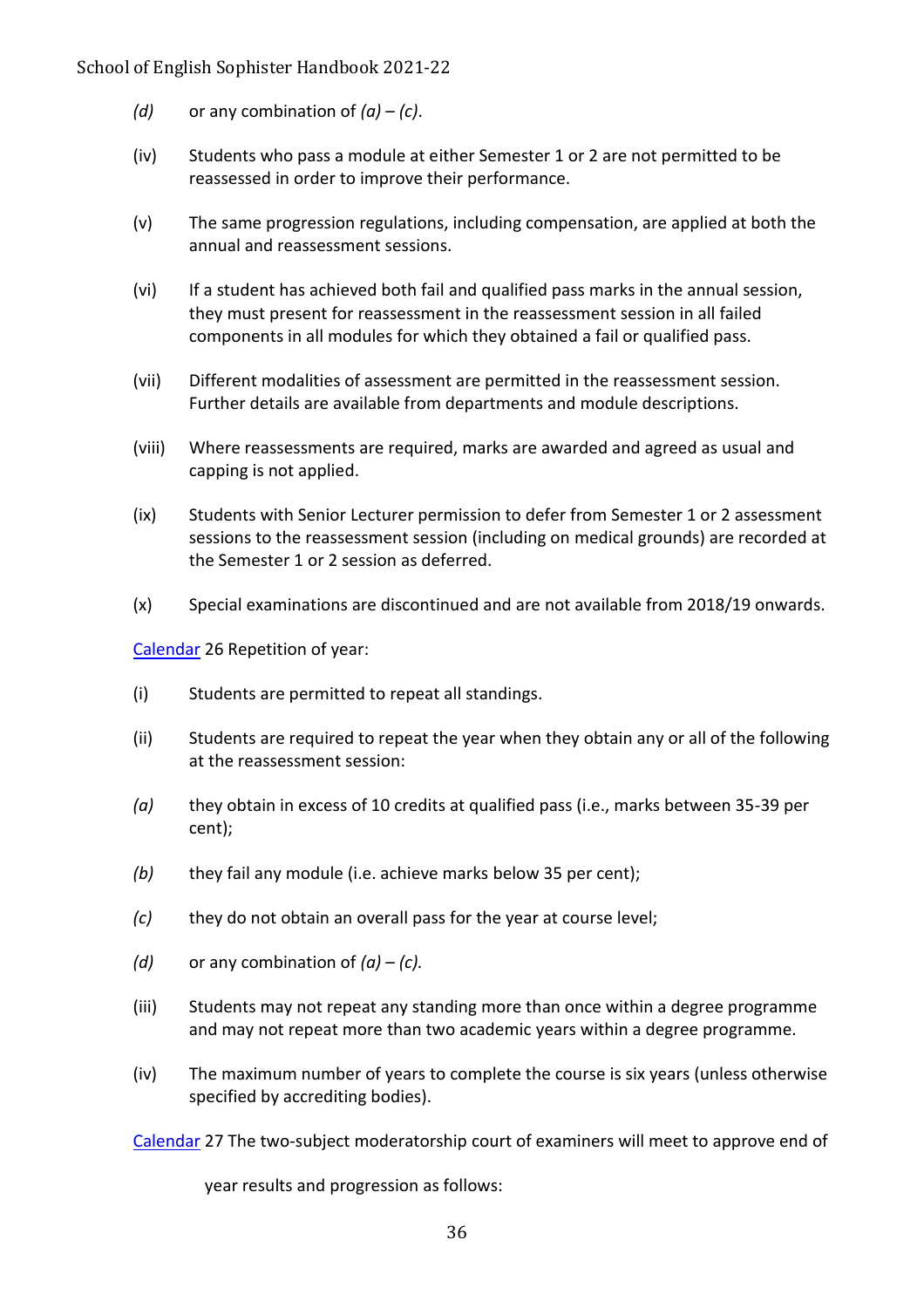*(d)* or any combination of *(a) – (c)*.

(iv) Students who pass a module at either Semester 1 or 2 are not permitted to be reassessed in order to improve their performance.

(v) The same progression regulations, including compensation, are applied at both the annual and reassessment sessions.

(vi) If a student has achieved both fail and qualified pass marks in the annual session, they must present for reassessment in the reassessment session in all failed components in all modules for which they obtained a fail or qualified pass.

(vii) Different modalities of assessment are permitted in the reassessment session. Further details are available from departments and module descriptions.

(viii) Where reassessments are required, marks are awarded and agreed as usual and capping is not applied.

(ix) Students with Senior Lecturer permission to defer from Semester 1 or 2 assessment sessions to the reassessment session (including on medical grounds) are recorded at the Semester 1 or 2 session as deferred.

(x) Special examinations are discontinued and are not available from 2018/19 onwards.

Calendar 26 Repetition of year:

(i) Students are permitted to repeat all standings.

(ii) Students are required to repeat the year when they obtain any or all of the following at the reassessment session:

*(a)* they obtain in excess of 10 credits at qualified pass (i.e., marks between 35-39 per cent);

*(b)* they fail any module (i.e. achieve marks below 35 per cent);

*(c)* they do not obtain an overall pass for the year at course level;

*(d)* or any combination of *(a) – (c).*

(iii) Students may not repeat any standing more than once within a degree programme and may not repeat more than two academic years within a degree programme.

(iv) The maximum number of years to complete the course is six years (unless otherwise specified by accrediting bodies).

Calendar 27 The two-subject moderatorship court of examiners will meet to approve end of year results and progression as follows: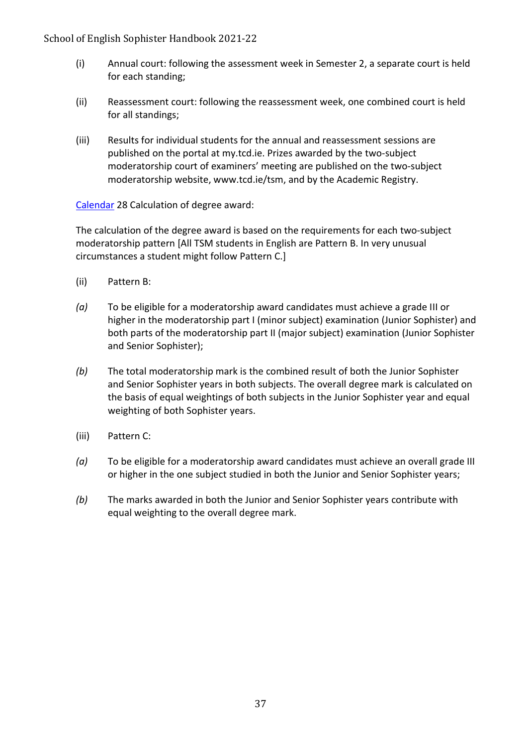(i) Annual court: following the assessment week in Semester 2, a separate court is held for each standing;

(ii) Reassessment court: following the reassessment week, one combined court is held for all standings;

(iii) Results for individual students for the annual and reassessment sessions are published on the portal at my.tcd.ie. Prizes awarded by the two-subject moderatorship court of examiners' meeting are published on the two-subject moderatorship website, www.tcd.ie/tsm, and by the Academic Registry.

Calendar 28 Calculation of degree award:

The calculation of the degree award is based on the requirements for each two-subject moderatorship pattern [All TSM students in English are Pattern B. In very unusual circumstances a student might follow Pattern C.]

(ii) Pattern B:

*(a)* To be eligible for a moderatorship award candidates must achieve a grade III or higher in the moderatorship part I (minor subject) examination (Junior Sophister) and both parts of the moderatorship part II (major subject) examination (Junior Sophister and Senior Sophister);

*(b)* The total moderatorship mark is the combined result of both the Junior Sophister and Senior Sophister years in both subjects. The overall degree mark is calculated on the basis of equal weightings of both subjects in the Junior Sophister year and equal weighting of both Sophister years.

(iii) Pattern C:

*(a)* To be eligible for a moderatorship award candidates must achieve an overall grade III or higher in the one subject studied in both the Junior and Senior Sophister years;

*(b)* The marks awarded in both the Junior and Senior Sophister years contribute with equal weighting to the overall degree mark.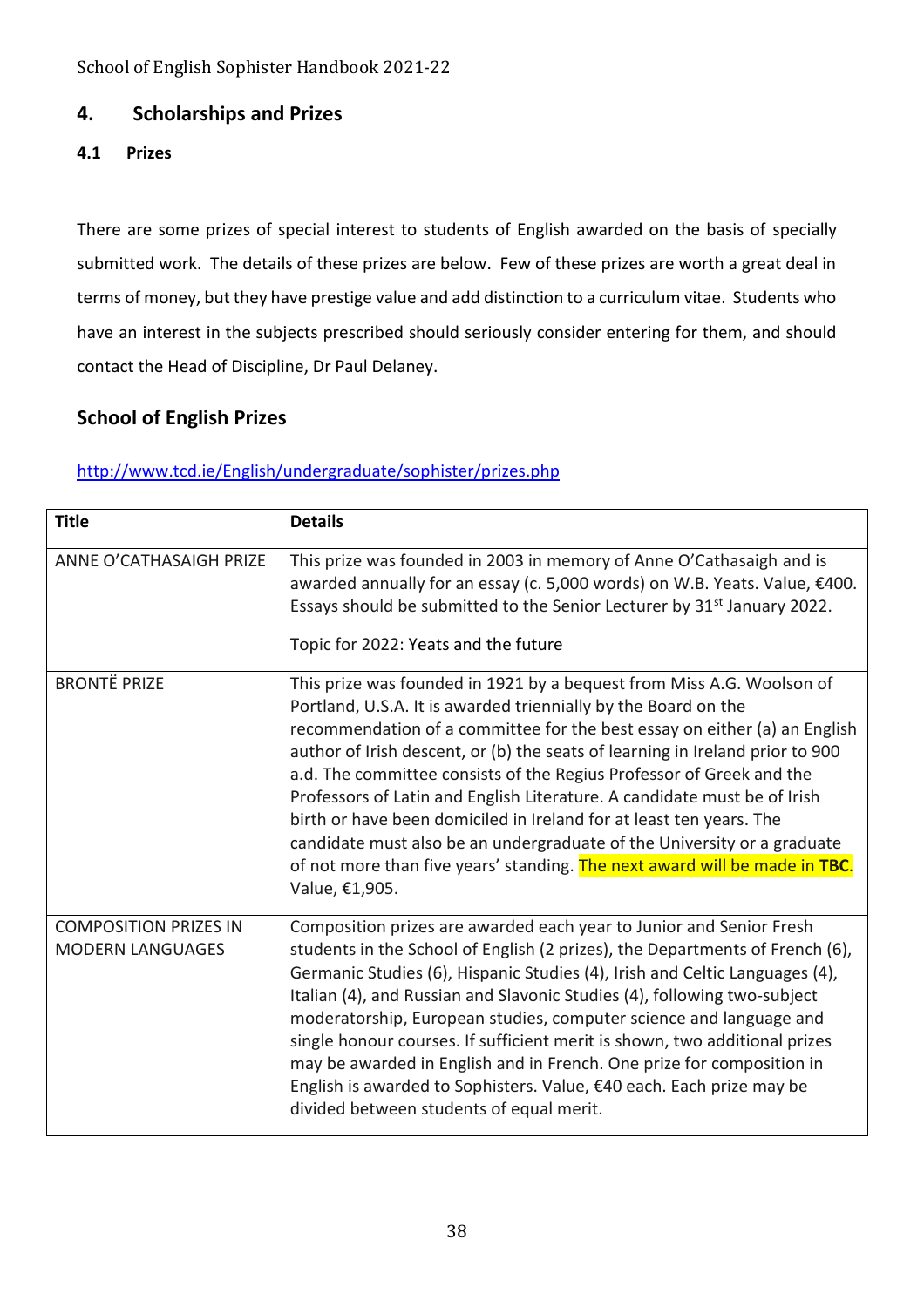## 4. Scholarships and Prizes

### 4.1 Prizes

There are some prizes of special interest to students of English awarded on the basis of specially submitted work. The details of these prizes are below. Few of these prizes are worth a great deal in terms of money, but they have prestige value and add distinction to a curriculum vitae. Students who have an interest in the subjects prescribed should seriously consider entering for them, and should contact the Head of Discipline, Dr Paul Delaney.

### School of English Prizes

http://www.tcd.ie/English/undergraduate/sophister/prizes.php

| Title | Details |
|---|---|
| ANNE O'CATHASAIGH PRIZE | This prize was founded in 2003 in memory of Anne O'Cathasaigh and is awarded annually for an essay (c. 5,000 words) on W.B. Yeats. Value, €400. Essays should be submitted to the Senior Lecturer by 31st January 2022.<br><br>Topic for 2022: Yeats and the future |
| BRONTË PRIZE | This prize was founded in 1921 by a bequest from Miss A.G. Woolson of Portland, U.S.A. It is awarded triennially by the Board on the recommendation of a committee for the best essay on either (a) an English author of Irish descent, or (b) the seats of learning in Ireland prior to 900 a.d. The committee consists of the Regius Professor of Greek and the Professors of Latin and English Literature. A candidate must be of Irish birth or have been domiciled in Ireland for at least ten years. The candidate must also be an undergraduate of the University or a graduate of not more than five years' standing. The next award will be made in **TBC**. Value, €1,905. |
| COMPOSITION PRIZES IN MODERN LANGUAGES | Composition prizes are awarded each year to Junior and Senior Fresh students in the School of English (2 prizes), the Departments of French (6), Germanic Studies (6), Hispanic Studies (4), Irish and Celtic Languages (4), Italian (4), and Russian and Slavonic Studies (4), following two-subject moderatorship, European studies, computer science and language and single honour courses. If sufficient merit is shown, two additional prizes may be awarded in English and in French. One prize for composition in English is awarded to Sophisters. Value, €40 each. Each prize may be divided between students of equal merit. |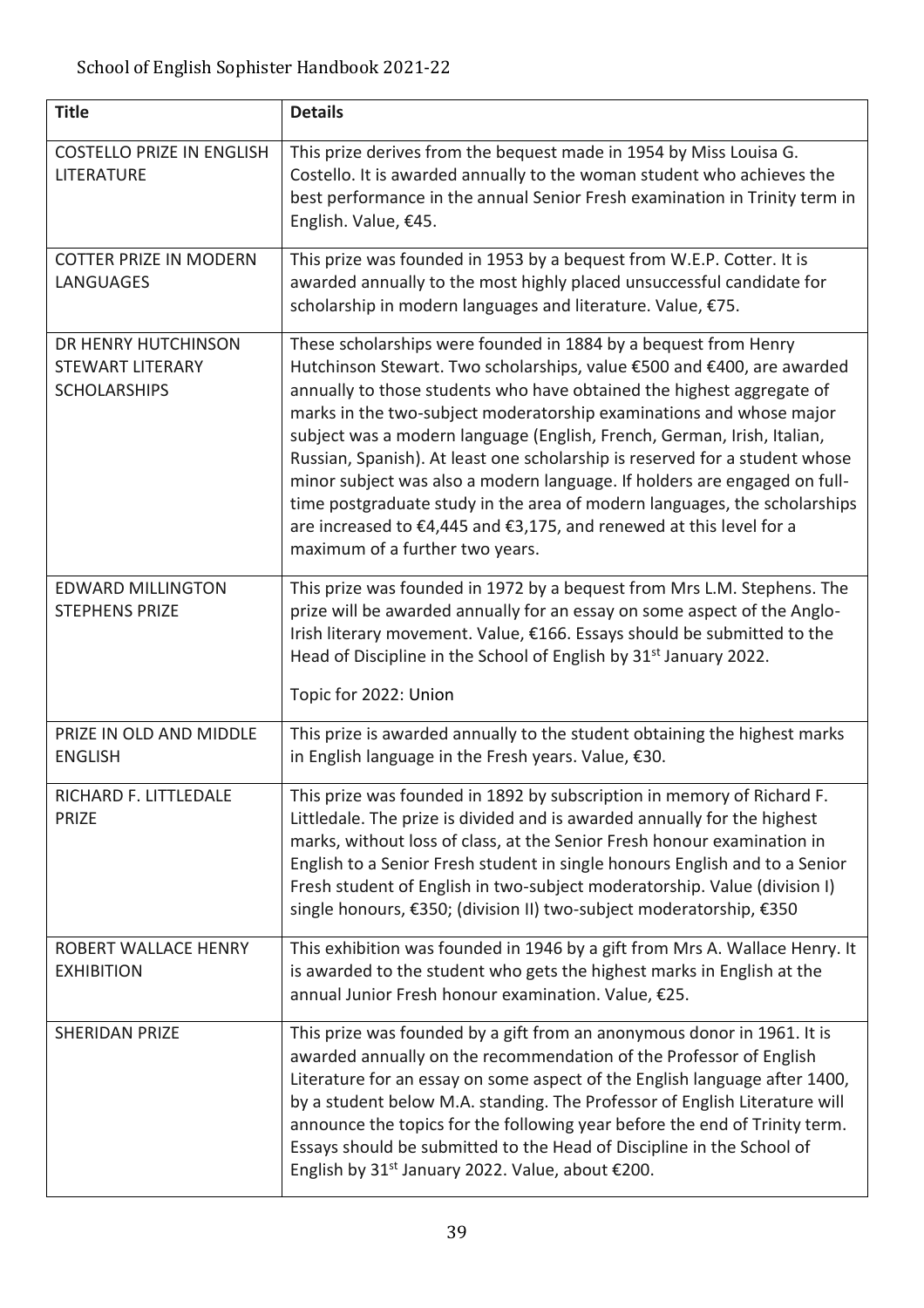| Title | Details |
|---|---|
| COSTELLO PRIZE IN ENGLISH LITERATURE | This prize derives from the bequest made in 1954 by Miss Louisa G. Costello. It is awarded annually to the woman student who achieves the best performance in the annual Senior Fresh examination in Trinity term in English. Value, €45. |
| COTTER PRIZE IN MODERN LANGUAGES | This prize was founded in 1953 by a bequest from W.E.P. Cotter. It is awarded annually to the most highly placed unsuccessful candidate for scholarship in modern languages and literature. Value, €75. |
| DR HENRY HUTCHINSON STEWART LITERARY SCHOLARSHIPS | These scholarships were founded in 1884 by a bequest from Henry Hutchinson Stewart. Two scholarships, value €500 and €400, are awarded annually to those students who have obtained the highest aggregate of marks in the two-subject moderatorship examinations and whose major subject was a modern language (English, French, German, Irish, Italian, Russian, Spanish). At least one scholarship is reserved for a student whose minor subject was also a modern language. If holders are engaged on full-time postgraduate study in the area of modern languages, the scholarships are increased to €4,445 and €3,175, and renewed at this level for a maximum of a further two years. |
| EDWARD MILLINGTON STEPHENS PRIZE | This prize was founded in 1972 by a bequest from Mrs L.M. Stephens. The prize will be awarded annually for an essay on some aspect of the Anglo-Irish literary movement. Value, €166. Essays should be submitted to the Head of Discipline in the School of English by 31st January 2022.<br><br>Topic for 2022: Union |
| PRIZE IN OLD AND MIDDLE ENGLISH | This prize is awarded annually to the student obtaining the highest marks in English language in the Fresh years. Value, €30. |
| RICHARD F. LITTLEDALE PRIZE | This prize was founded in 1892 by subscription in memory of Richard F. Littledale. The prize is divided and is awarded annually for the highest marks, without loss of class, at the Senior Fresh honour examination in English to a Senior Fresh student in single honours English and to a Senior Fresh student of English in two-subject moderatorship. Value (division I) single honours, €350; (division II) two-subject moderatorship, €350 |
| ROBERT WALLACE HENRY EXHIBITION | This exhibition was founded in 1946 by a gift from Mrs A. Wallace Henry. It is awarded to the student who gets the highest marks in English at the annual Junior Fresh honour examination. Value, €25. |
| SHERIDAN PRIZE | This prize was founded by a gift from an anonymous donor in 1961. It is awarded annually on the recommendation of the Professor of English Literature for an essay on some aspect of the English language after 1400, by a student below M.A. standing. The Professor of English Literature will announce the topics for the following year before the end of Trinity term. Essays should be submitted to the Head of Discipline in the School of English by 31st January 2022. Value, about €200. |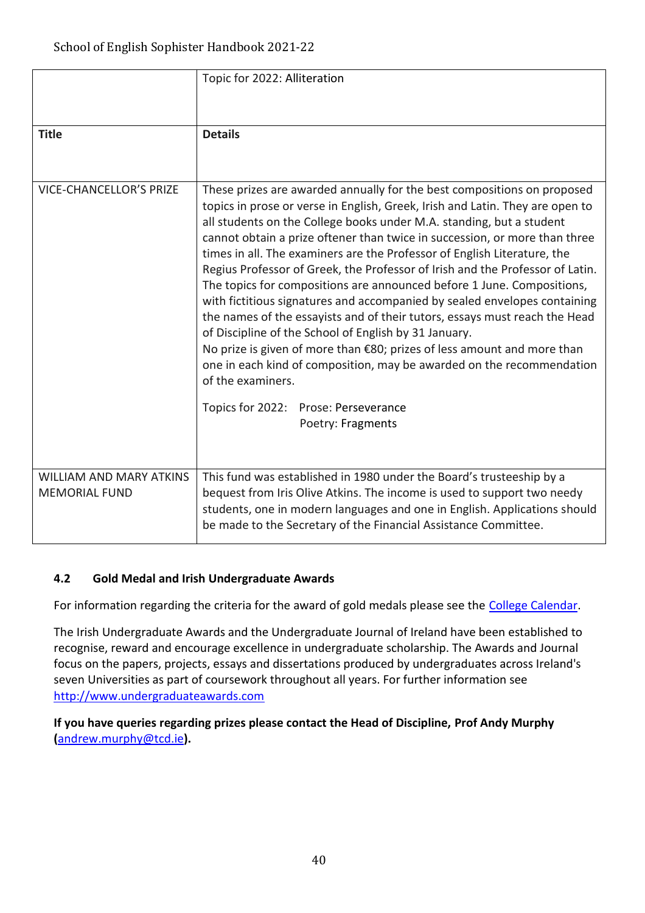| | Topic for 2022: Alliteration |
|---|---|
| **Title** | **Details** |
| VICE-CHANCELLOR'S PRIZE | These prizes are awarded annually for the best compositions on proposed topics in prose or verse in English, Greek, Irish and Latin. They are open to all students on the College books under M.A. standing, but a student cannot obtain a prize oftener than twice in succession, or more than three times in all. The examiners are the Professor of English Literature, the Regius Professor of Greek, the Professor of Irish and the Professor of Latin. The topics for compositions are announced before 1 June. Compositions, with fictitious signatures and accompanied by sealed envelopes containing the names of the essayists and of their tutors, essays must reach the Head of Discipline of the School of English by 31 January.<br>No prize is given of more than €80; prizes of less amount and more than one in each kind of composition, may be awarded on the recommendation of the examiners.<br><br>Topics for 2022: Prose: Perseverance<br>Poetry: Fragments |
| WILLIAM AND MARY ATKINS MEMORIAL FUND | This fund was established in 1980 under the Board's trusteeship by a bequest from Iris Olive Atkins. The income is used to support two needy students, one in modern languages and one in English. Applications should be made to the Secretary of the Financial Assistance Committee. |

### 4.2 Gold Medal and Irish Undergraduate Awards

For information regarding the criteria for the award of gold medals please see the College Calendar.

The Irish Undergraduate Awards and the Undergraduate Journal of Ireland have been established to recognise, reward and encourage excellence in undergraduate scholarship. The Awards and Journal focus on the papers, projects, essays and dissertations produced by undergraduates across Ireland's seven Universities as part of coursework throughout all years. For further information see http://www.undergraduateawards.com

**If you have queries regarding prizes please contact the Head of Discipline, Prof Andy Murphy (andrew.murphy@tcd.ie).**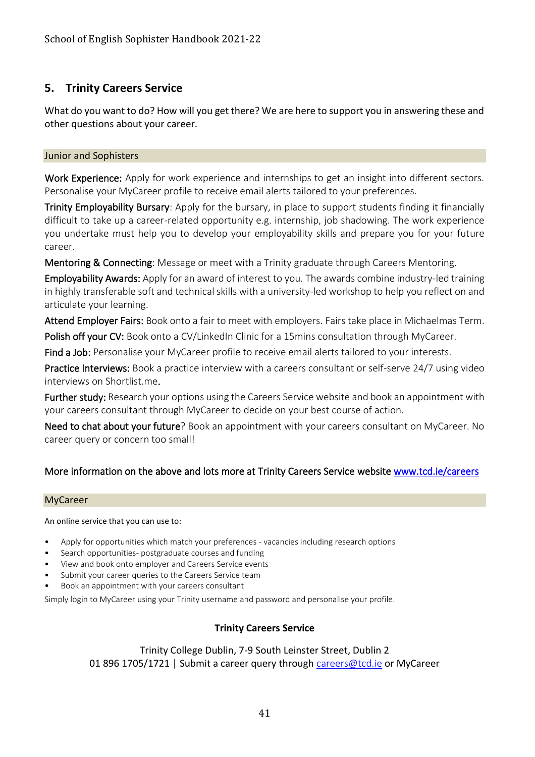## 5. Trinity Careers Service

What do you want to do? How will you get there? We are here to support you in answering these and other questions about your career.

### Junior and Sophisters

**Work Experience:** Apply for work experience and internships to get an insight into different sectors. Personalise your MyCareer profile to receive email alerts tailored to your preferences.

**Trinity Employability Bursary**: Apply for the bursary, in place to support students finding it financially difficult to take up a career-related opportunity e.g. internship, job shadowing. The work experience you undertake must help you to develop your employability skills and prepare you for your future career.

**Mentoring & Connecting**: Message or meet with a Trinity graduate through Careers Mentoring.

**Employability Awards:** Apply for an award of interest to you. The awards combine industry-led training in highly transferable soft and technical skills with a university-led workshop to help you reflect on and articulate your learning.

**Attend Employer Fairs:** Book onto a fair to meet with employers. Fairs take place in Michaelmas Term.

**Polish off your CV:** Book onto a CV/LinkedIn Clinic for a 15mins consultation through MyCareer.

**Find a Job:** Personalise your MyCareer profile to receive email alerts tailored to your interests.

**Practice Interviews:** Book a practice interview with a careers consultant or self-serve 24/7 using video interviews on Shortlist.me.

**Further study:** Research your options using the Careers Service website and book an appointment with your careers consultant through MyCareer to decide on your best course of action.

**Need to chat about your future**? Book an appointment with your careers consultant on MyCareer. No career query or concern too small!

More information on the above and lots more at Trinity Careers Service website [www.tcd.ie/careers](www.tcd.ie/careers)

### MyCareer

An online service that you can use to:

- Apply for opportunities which match your preferences - vacancies including research options
- Search opportunities- postgraduate courses and funding
- View and book onto employer and Careers Service events
- Submit your career queries to the Careers Service team
- Book an appointment with your careers consultant

Simply login to MyCareer using your Trinity username and password and personalise your profile.

**Trinity Careers Service**

Trinity College Dublin, 7-9 South Leinster Street, Dublin 2
01 896 1705/1721 | Submit a career query through [careers@tcd.ie](mailto:careers@tcd.ie) or MyCareer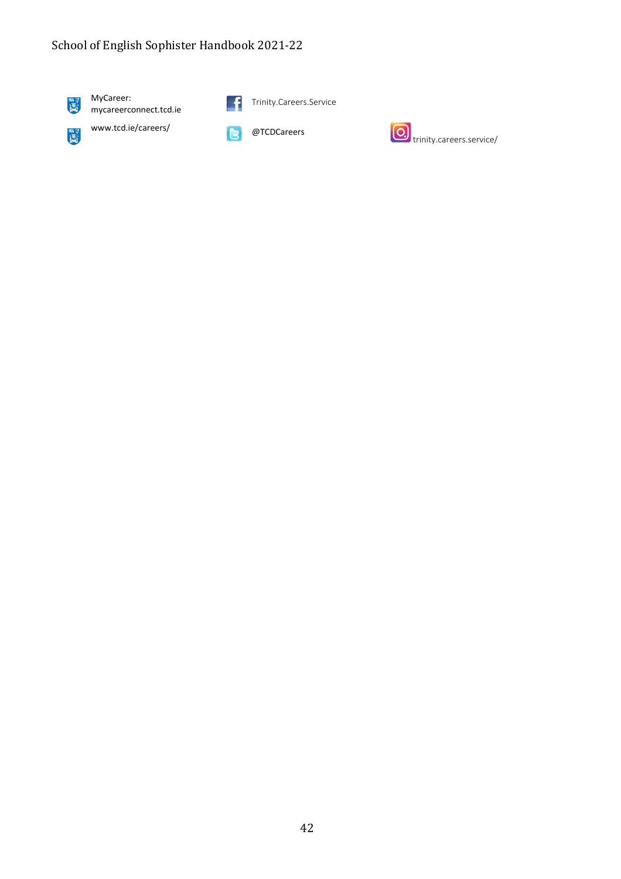MyCareer: mycareerconnect.tcd.ie

www.tcd.ie/careers/

Trinity.Careers.Service

@TCDCareers

trinity.careers.service/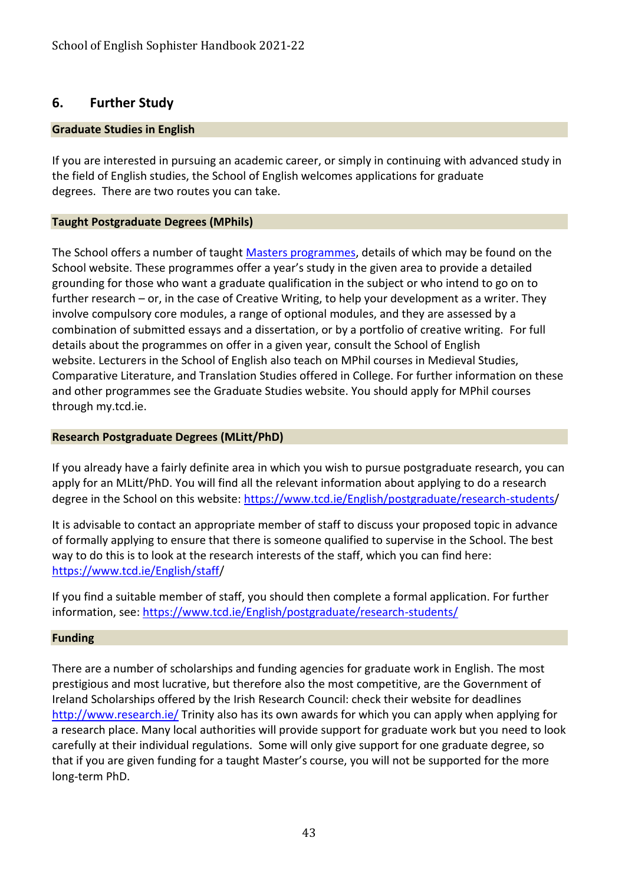## 6. Further Study

### Graduate Studies in English

If you are interested in pursuing an academic career, or simply in continuing with advanced study in the field of English studies, the School of English welcomes applications for graduate degrees. There are two routes you can take.

### Taught Postgraduate Degrees (MPhils)

The School offers a number of taught [Masters programmes](), details of which may be found on the School website. These programmes offer a year's study in the given area to provide a detailed grounding for those who want a graduate qualification in the subject or who intend to go on to further research – or, in the case of Creative Writing, to help your development as a writer. They involve compulsory core modules, a range of optional modules, and they are assessed by a combination of submitted essays and a dissertation, or by a portfolio of creative writing. For full details about the programmes on offer in a given year, consult the School of English website. Lecturers in the School of English also teach on MPhil courses in Medieval Studies, Comparative Literature, and Translation Studies offered in College. For further information on these and other programmes see the Graduate Studies website. You should apply for MPhil courses through my.tcd.ie.

### Research Postgraduate Degrees (MLitt/PhD)

If you already have a fairly definite area in which you wish to pursue postgraduate research, you can apply for an MLitt/PhD. You will find all the relevant information about applying to do a research degree in the School on this website: https://www.tcd.ie/English/postgraduate/research-students/

It is advisable to contact an appropriate member of staff to discuss your proposed topic in advance of formally applying to ensure that there is someone qualified to supervise in the School. The best way to do this is to look at the research interests of the staff, which you can find here: https://www.tcd.ie/English/staff/

If you find a suitable member of staff, you should then complete a formal application. For further information, see: https://www.tcd.ie/English/postgraduate/research-students/

### Funding

There are a number of scholarships and funding agencies for graduate work in English. The most prestigious and most lucrative, but therefore also the most competitive, are the Government of Ireland Scholarships offered by the Irish Research Council: check their website for deadlines http://www.research.ie/ Trinity also has its own awards for which you can apply when applying for a research place. Many local authorities will provide support for graduate work but you need to look carefully at their individual regulations. Some will only give support for one graduate degree, so that if you are given funding for a taught Master's course, you will not be supported for the more long-term PhD.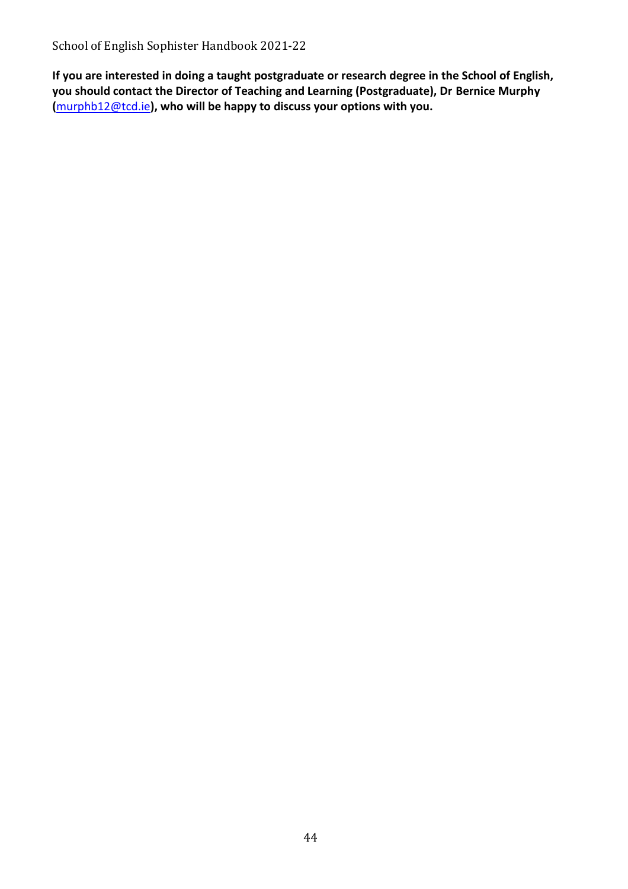**If you are interested in doing a taught postgraduate or research degree in the School of English, you should contact the Director of Teaching and Learning (Postgraduate), Dr Bernice Murphy ([murphb12@tcd.ie](mailto:murphb12@tcd.ie)), who will be happy to discuss your options with you.**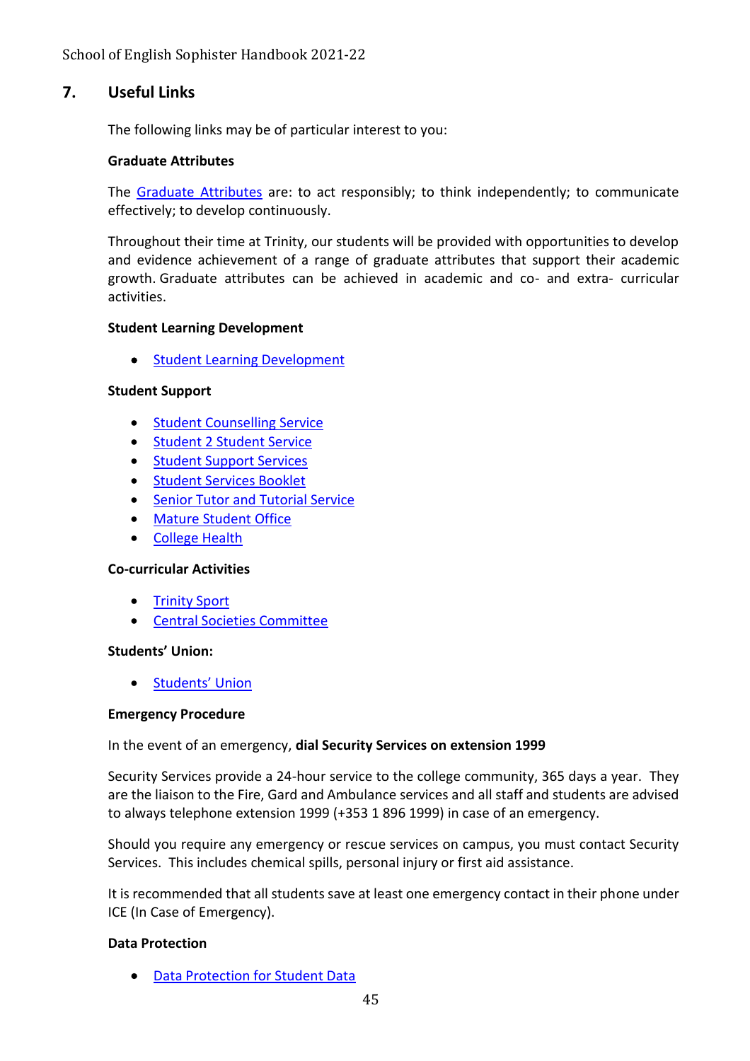## 7. Useful Links

The following links may be of particular interest to you:

**Graduate Attributes**

The Graduate Attributes are: to act responsibly; to think independently; to communicate effectively; to develop continuously.

Throughout their time at Trinity, our students will be provided with opportunities to develop and evidence achievement of a range of graduate attributes that support their academic growth. Graduate attributes can be achieved in academic and co- and extra- curricular activities.

**Student Learning Development**

- Student Learning Development

**Student Support**

- Student Counselling Service
- Student 2 Student Service
- Student Support Services
- Student Services Booklet
- Senior Tutor and Tutorial Service
- Mature Student Office
- College Health

**Co-curricular Activities**

- Trinity Sport
- Central Societies Committee

**Students' Union:**

- Students' Union

**Emergency Procedure**

In the event of an emergency, **dial Security Services on extension 1999**

Security Services provide a 24-hour service to the college community, 365 days a year. They are the liaison to the Fire, Gard and Ambulance services and all staff and students are advised to always telephone extension 1999 (+353 1 896 1999) in case of an emergency.

Should you require any emergency or rescue services on campus, you must contact Security Services. This includes chemical spills, personal injury or first aid assistance.

It is recommended that all students save at least one emergency contact in their phone under ICE (In Case of Emergency).

**Data Protection**

- Data Protection for Student Data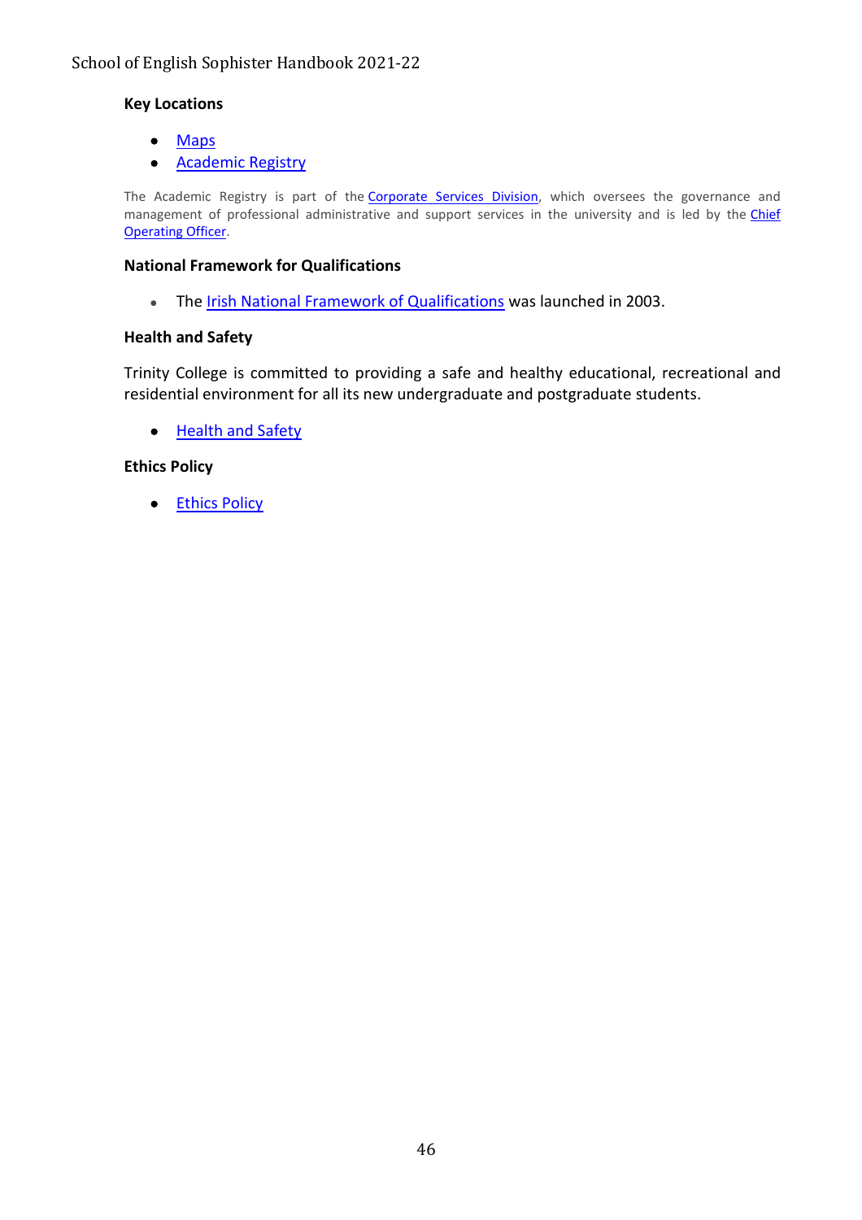**Key Locations**

- Maps
- Academic Registry

The Academic Registry is part of the Corporate Services Division, which oversees the governance and management of professional administrative and support services in the university and is led by the Chief Operating Officer.

**National Framework for Qualifications**

- The Irish National Framework of Qualifications was launched in 2003.

**Health and Safety**

Trinity College is committed to providing a safe and healthy educational, recreational and residential environment for all its new undergraduate and postgraduate students.

- Health and Safety

**Ethics Policy**

- Ethics Policy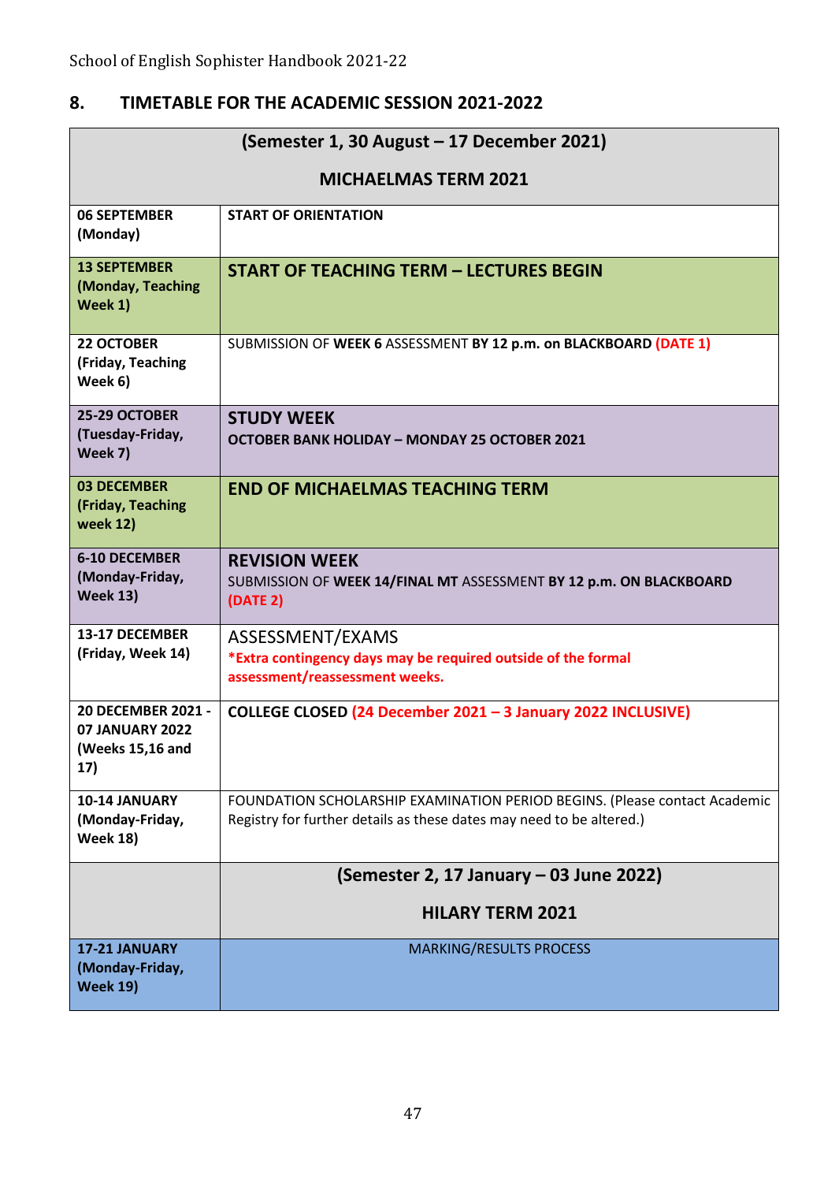## 8. TIMETABLE FOR THE ACADEMIC SESSION 2021-2022

| (Semester 1, 30 August – 17 December 2021) MICHAELMAS TERM 2021 | |
|---|---|
| **06 SEPTEMBER (Monday)** | **START OF ORIENTATION** |
| **13 SEPTEMBER (Monday, Teaching Week 1)** | **START OF TEACHING TERM – LECTURES BEGIN** |
| **22 OCTOBER (Friday, Teaching Week 6)** | SUBMISSION OF **WEEK 6** ASSESSMENT **BY 12 p.m. on BLACKBOARD (DATE 1)** |
| **25-29 OCTOBER (Tuesday-Friday, Week 7)** | **STUDY WEEK** **OCTOBER BANK HOLIDAY – MONDAY 25 OCTOBER 2021** |
| **03 DECEMBER (Friday, Teaching week 12)** | **END OF MICHAELMAS TEACHING TERM** |
| **6-10 DECEMBER (Monday-Friday, Week 13)** | **REVISION WEEK** SUBMISSION OF **WEEK 14/FINAL MT** ASSESSMENT **BY 12 p.m. ON BLACKBOARD (DATE 2)** |
| **13-17 DECEMBER (Friday, Week 14)** | ASSESSMENT/EXAMS **\*Extra contingency days may be required outside of the formal assessment/reassessment weeks.** |
| **20 DECEMBER 2021 - 07 JANUARY 2022 (Weeks 15,16 and 17)** | **COLLEGE CLOSED (24 December 2021 – 3 January 2022 INCLUSIVE)** |
| **10-14 JANUARY (Monday-Friday, Week 18)** | FOUNDATION SCHOLARSHIP EXAMINATION PERIOD BEGINS. (Please contact Academic Registry for further details as these dates may need to be altered.) |
| | **(Semester 2, 17 January – 03 June 2022) HILARY TERM 2021** |
| **17-21 JANUARY (Monday-Friday, Week 19)** | MARKING/RESULTS PROCESS |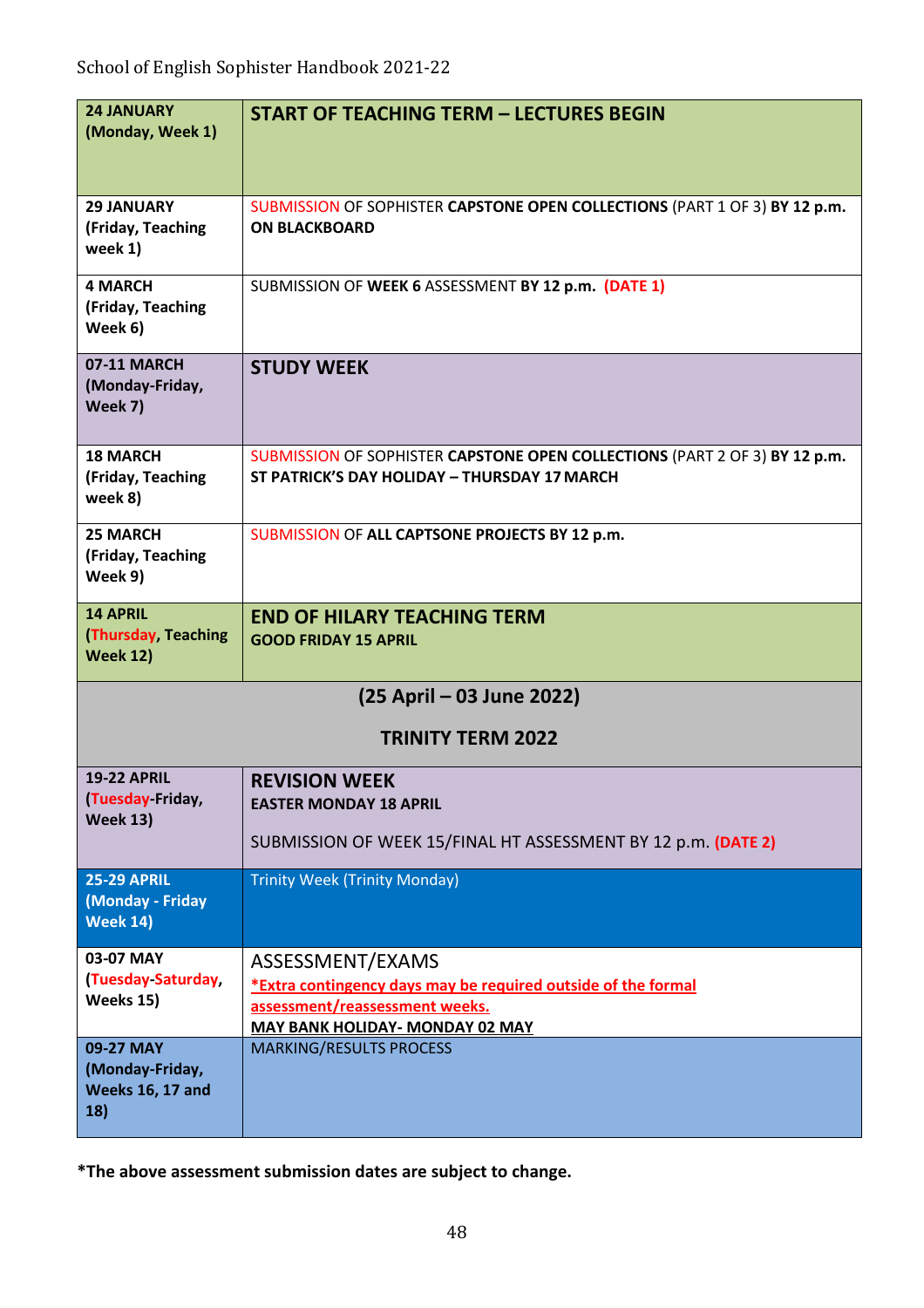| Date | Event |
|---|---|
| **24 JANUARY (Monday, Week 1)** | **START OF TEACHING TERM – LECTURES BEGIN** |
| **29 JANUARY (Friday, Teaching week 1)** | SUBMISSION OF SOPHISTER **CAPSTONE OPEN COLLECTIONS** (PART 1 OF 3) **BY 12 p.m. ON BLACKBOARD** |
| **4 MARCH (Friday, Teaching Week 6)** | SUBMISSION OF **WEEK 6** ASSESSMENT **BY 12 p.m. (DATE 1)** |
| **07-11 MARCH (Monday-Friday, Week 7)** | **STUDY WEEK** |
| **18 MARCH (Friday, Teaching week 8)** | SUBMISSION OF SOPHISTER **CAPSTONE OPEN COLLECTIONS** (PART 2 OF 3) **BY 12 p.m.** **ST PATRICK'S DAY HOLIDAY – THURSDAY 17 MARCH** |
| **25 MARCH (Friday, Teaching Week 9)** | SUBMISSION OF **ALL CAPTSONE PROJECTS BY 12 p.m.** |
| **14 APRIL (Thursday, Teaching Week 12)** | **END OF HILARY TEACHING TERM** **GOOD FRIDAY 15 APRIL** |
| **(25 April – 03 June 2022) TRINITY TERM 2022** | |
| **19-22 APRIL (Tuesday-Friday, Week 13)** | **REVISION WEEK** **EASTER MONDAY 18 APRIL** SUBMISSION OF WEEK 15/FINAL HT ASSESSMENT BY 12 p.m. **(DATE 2)** |
| **25-29 APRIL (Monday - Friday Week 14)** | Trinity Week (Trinity Monday) |
| **03-07 MAY (Tuesday-Saturday, Weeks 15)** | ASSESSMENT/EXAMS **\*Extra contingency days may be required outside of the formal assessment/reassessment weeks.** **MAY BANK HOLIDAY- MONDAY 02 MAY** |
| **09-27 MAY (Monday-Friday, Weeks 16, 17 and 18)** | MARKING/RESULTS PROCESS |

**\*The above assessment submission dates are subject to change.**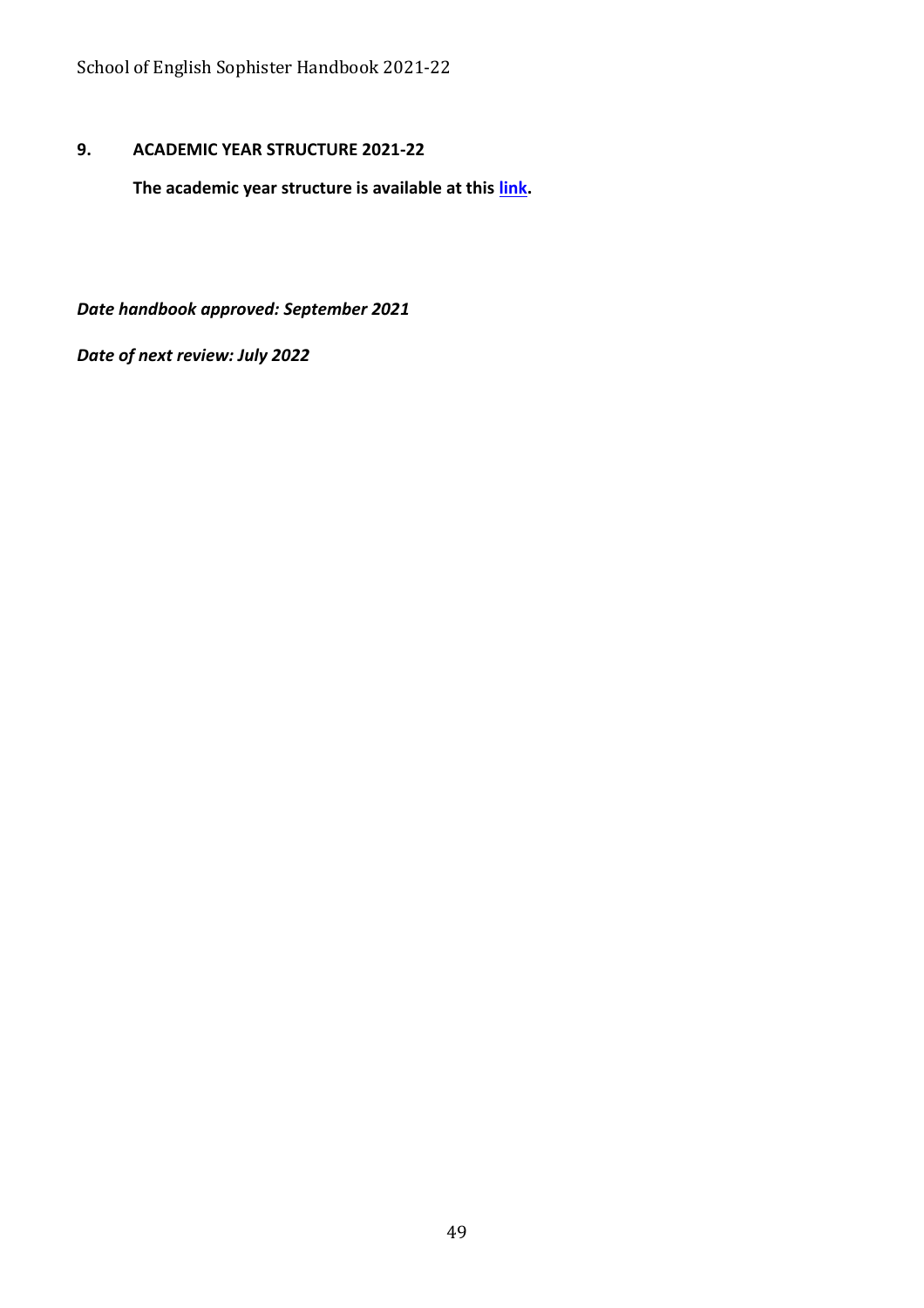## 9. ACADEMIC YEAR STRUCTURE 2021-22

**The academic year structure is available at this link.**

***Date handbook approved: September 2021***

***Date of next review: July 2022***